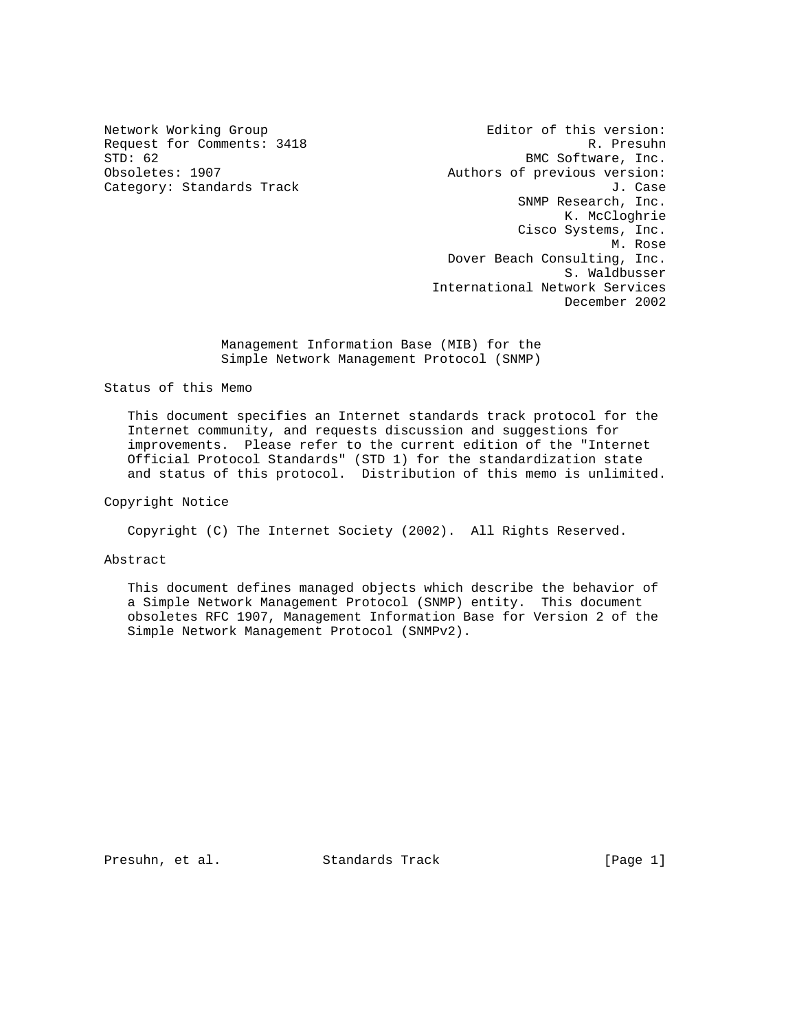Network Working Group                                   Editor of this version:
Request for Comments: 3418                                           R. Presuhn
STD: 62                                                     BMC Software, Inc.
Obsoletes: 1907                                   Authors of previous version:
Category: Standards Track                                              J. Case
                                                          SNMP Research, Inc.
                                                                K. McCloghrie
                                                          Cisco Systems, Inc.
                                                                      M. Rose
                                                  Dover Beach Consulting, Inc.
                                                                S. Waldbusser
                                              International Network Services
                                                                December 2002

# Management Information Base (MIB) for the Simple Network Management Protocol (SNMP)

## Status of this Memo

This document specifies an Internet standards track protocol for the Internet community, and requests discussion and suggestions for improvements. Please refer to the current edition of the "Internet Official Protocol Standards" (STD 1) for the standardization state and status of this protocol. Distribution of this memo is unlimited.

## Copyright Notice

Copyright (C) The Internet Society (2002). All Rights Reserved.

## Abstract

This document defines managed objects which describe the behavior of a Simple Network Management Protocol (SNMP) entity. This document obsoletes RFC 1907, Management Information Base for Version 2 of the Simple Network Management Protocol (SNMPv2).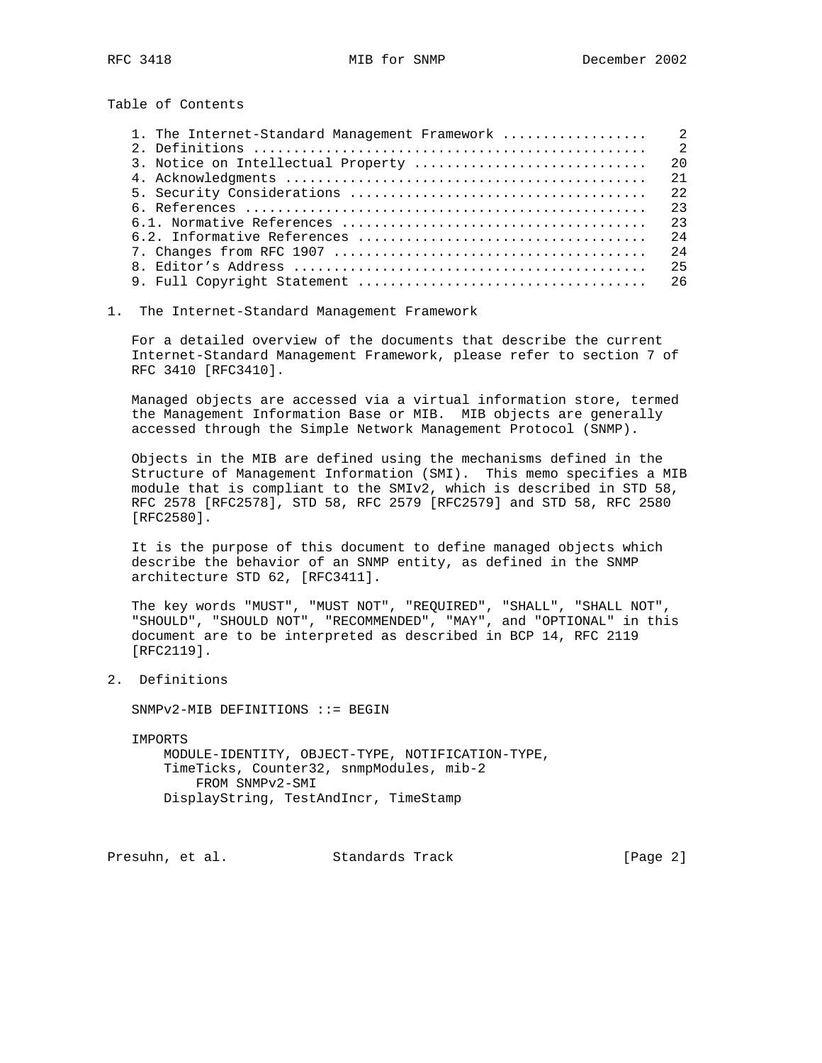Table of Contents

```
1. The Internet-Standard Management Framework ..................   2
2. Definitions .................................................   2
3. Notice on Intellectual Property .............................  20
4. Acknowledgments .............................................  21
5. Security Considerations .....................................  22
6. References ..................................................  23
6.1. Normative References ......................................  23
6.2. Informative References ....................................  24
7. Changes from RFC 1907 .......................................  24
8. Editor's Address ............................................  25
9. Full Copyright Statement ....................................  26
```

## 1. The Internet-Standard Management Framework

For a detailed overview of the documents that describe the current Internet-Standard Management Framework, please refer to section 7 of RFC 3410 [RFC3410].

Managed objects are accessed via a virtual information store, termed the Management Information Base or MIB. MIB objects are generally accessed through the Simple Network Management Protocol (SNMP).

Objects in the MIB are defined using the mechanisms defined in the Structure of Management Information (SMI). This memo specifies a MIB module that is compliant to the SMIv2, which is described in STD 58, RFC 2578 [RFC2578], STD 58, RFC 2579 [RFC2579] and STD 58, RFC 2580 [RFC2580].

It is the purpose of this document to define managed objects which describe the behavior of an SNMP entity, as defined in the SNMP architecture STD 62, [RFC3411].

The key words "MUST", "MUST NOT", "REQUIRED", "SHALL", "SHALL NOT", "SHOULD", "SHOULD NOT", "RECOMMENDED", "MAY", and "OPTIONAL" in this document are to be interpreted as described in BCP 14, RFC 2119 [RFC2119].

## 2. Definitions

```
SNMPv2-MIB DEFINITIONS ::= BEGIN

IMPORTS
    MODULE-IDENTITY, OBJECT-TYPE, NOTIFICATION-TYPE,
    TimeTicks, Counter32, snmpModules, mib-2
        FROM SNMPv2-SMI
    DisplayString, TestAndIncr, TimeStamp
```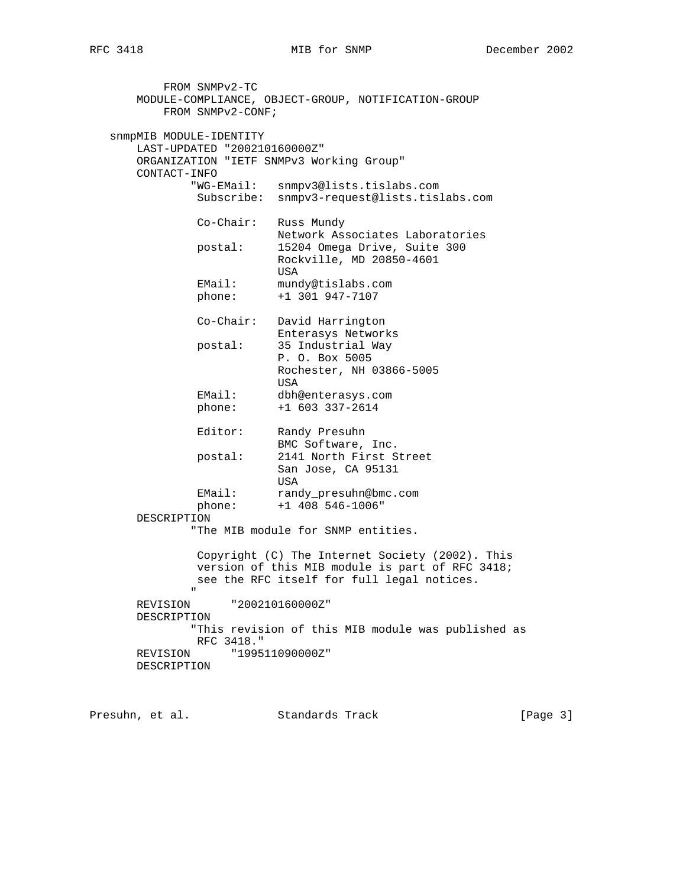```
           FROM SNMPv2-TC
       MODULE-COMPLIANCE, OBJECT-GROUP, NOTIFICATION-GROUP
           FROM SNMPv2-CONF;

   snmpMIB MODULE-IDENTITY
       LAST-UPDATED "200210160000Z"
       ORGANIZATION "IETF SNMPv3 Working Group"
       CONTACT-INFO
               "WG-EMail:   snmpv3@lists.tislabs.com
                Subscribe:  snmpv3-request@lists.tislabs.com

                Co-Chair:   Russ Mundy
                            Network Associates Laboratories
                postal:     15204 Omega Drive, Suite 300
                            Rockville, MD 20850-4601
                            USA
                EMail:      mundy@tislabs.com
                phone:      +1 301 947-7107

                Co-Chair:   David Harrington
                            Enterasys Networks
                postal:     35 Industrial Way
                            P. O. Box 5005
                            Rochester, NH 03866-5005
                            USA
                EMail:      dbh@enterasys.com
                phone:      +1 603 337-2614

                Editor:     Randy Presuhn
                            BMC Software, Inc.
                postal:     2141 North First Street
                            San Jose, CA 95131
                            USA
                EMail:      randy_presuhn@bmc.com
                phone:      +1 408 546-1006"
       DESCRIPTION
               "The MIB module for SNMP entities.

                Copyright (C) The Internet Society (2002). This
                version of this MIB module is part of RFC 3418;
                see the RFC itself for full legal notices.
               "
       REVISION      "200210160000Z"
       DESCRIPTION
               "This revision of this MIB module was published as
                RFC 3418."
       REVISION      "199511090000Z"
       DESCRIPTION
```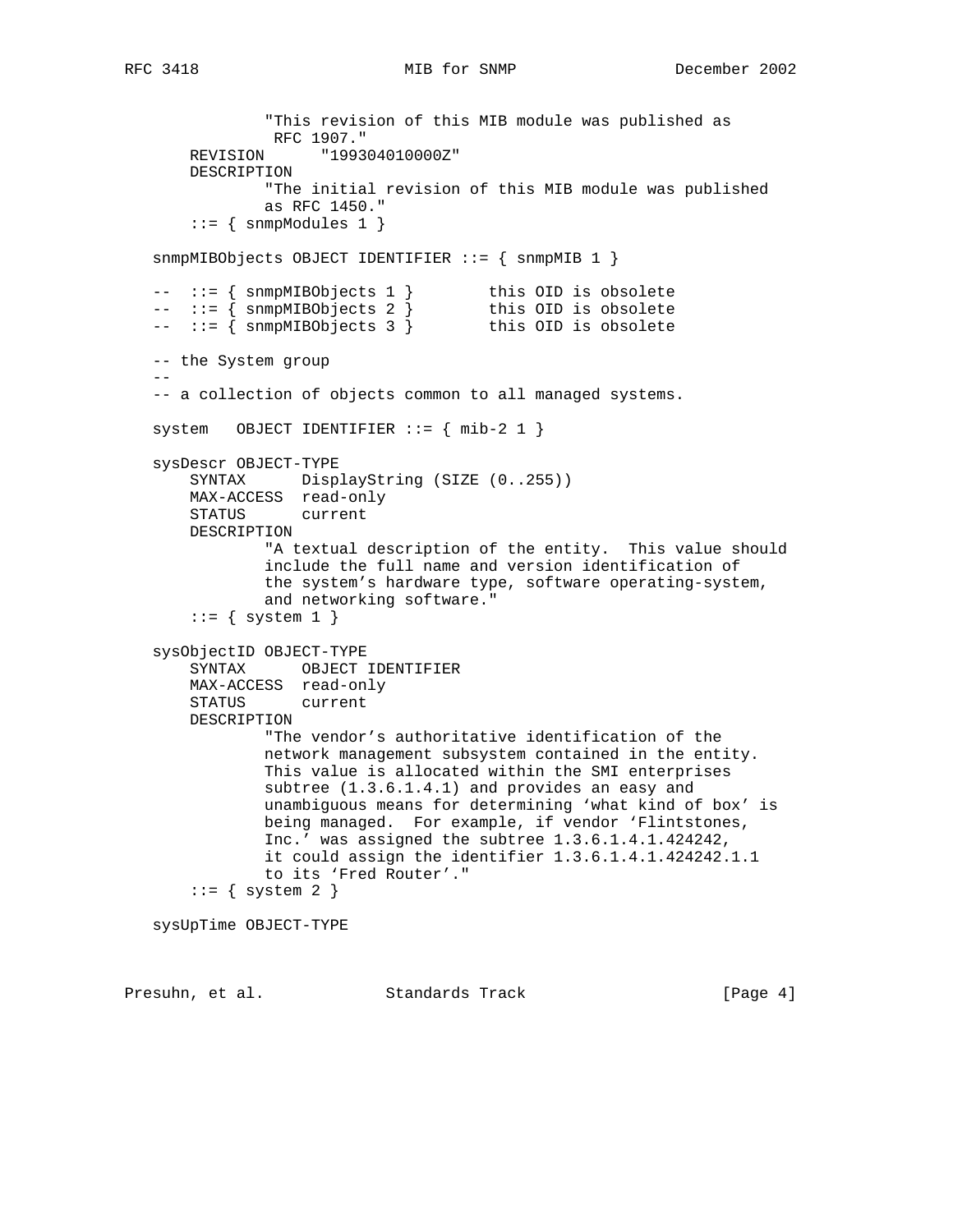```
               "This revision of this MIB module was published as
                RFC 1907."
       REVISION      "199304010000Z"
       DESCRIPTION
               "The initial revision of this MIB module was published
               as RFC 1450."
       ::= { snmpModules 1 }

   snmpMIBObjects OBJECT IDENTIFIER ::= { snmpMIB 1 }

   --  ::= { snmpMIBObjects 1 }        this OID is obsolete
   --  ::= { snmpMIBObjects 2 }        this OID is obsolete
   --  ::= { snmpMIBObjects 3 }        this OID is obsolete

   -- the System group
   --
   -- a collection of objects common to all managed systems.

   system   OBJECT IDENTIFIER ::= { mib-2 1 }

   sysDescr OBJECT-TYPE
       SYNTAX      DisplayString (SIZE (0..255))
       MAX-ACCESS  read-only
       STATUS      current
       DESCRIPTION
               "A textual description of the entity.  This value should
               include the full name and version identification of
               the system's hardware type, software operating-system,
               and networking software."
       ::= { system 1 }

   sysObjectID OBJECT-TYPE
       SYNTAX      OBJECT IDENTIFIER
       MAX-ACCESS  read-only
       STATUS      current
       DESCRIPTION
               "The vendor's authoritative identification of the
               network management subsystem contained in the entity.
               This value is allocated within the SMI enterprises
               subtree (1.3.6.1.4.1) and provides an easy and
               unambiguous means for determining 'what kind of box' is
               being managed.  For example, if vendor 'Flintstones,
               Inc.' was assigned the subtree 1.3.6.1.4.1.424242,
               it could assign the identifier 1.3.6.1.4.1.424242.1.1
               to its 'Fred Router'."
       ::= { system 2 }

   sysUpTime OBJECT-TYPE
```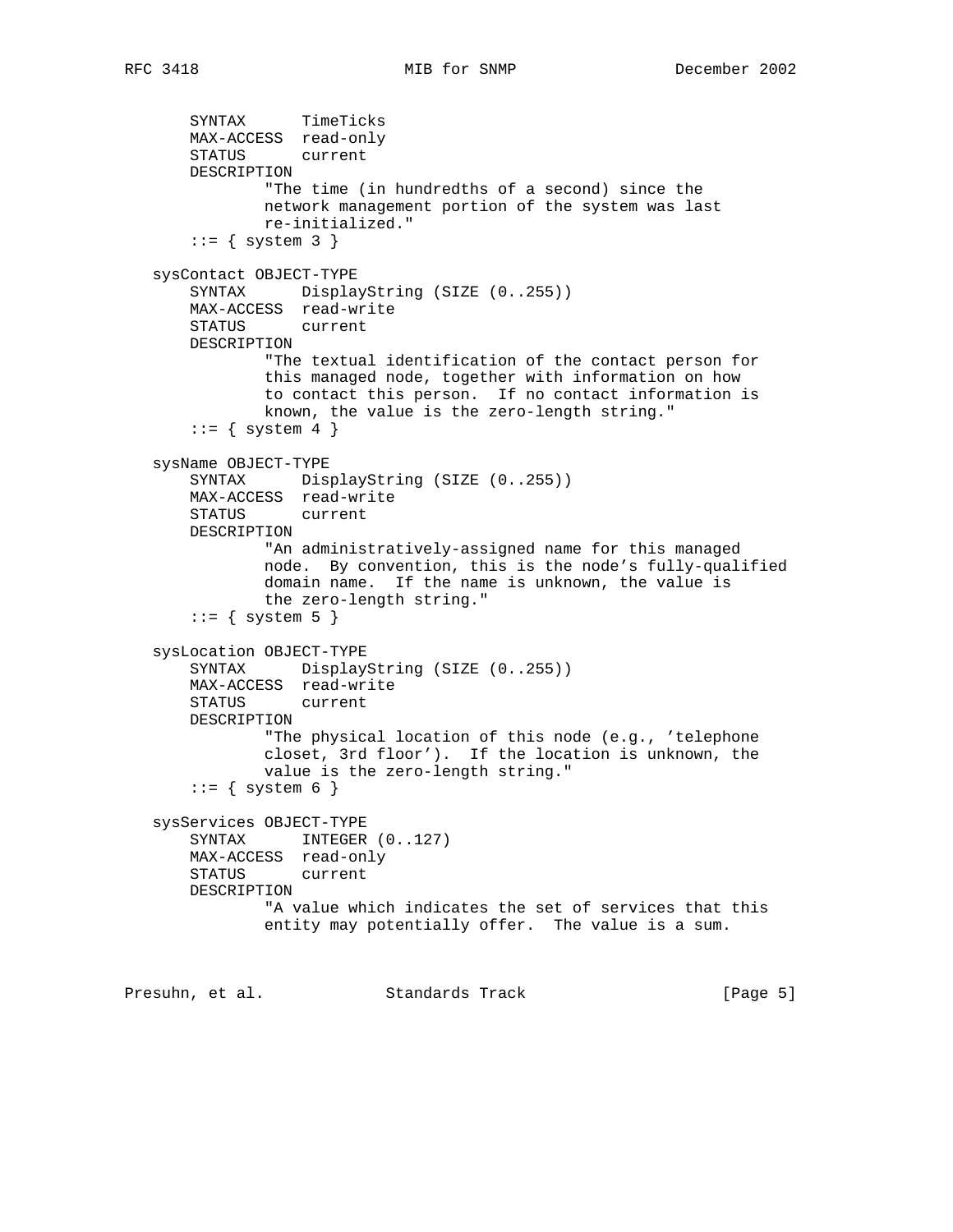```
       SYNTAX      TimeTicks
       MAX-ACCESS  read-only
       STATUS      current
       DESCRIPTION
               "The time (in hundredths of a second) since the
               network management portion of the system was last
               re-initialized."
       ::= { system 3 }

   sysContact OBJECT-TYPE
       SYNTAX      DisplayString (SIZE (0..255))
       MAX-ACCESS  read-write
       STATUS      current
       DESCRIPTION
               "The textual identification of the contact person for
               this managed node, together with information on how
               to contact this person.  If no contact information is
               known, the value is the zero-length string."
       ::= { system 4 }

   sysName OBJECT-TYPE
       SYNTAX      DisplayString (SIZE (0..255))
       MAX-ACCESS  read-write
       STATUS      current
       DESCRIPTION
               "An administratively-assigned name for this managed
               node.  By convention, this is the node's fully-qualified
               domain name.  If the name is unknown, the value is
               the zero-length string."
       ::= { system 5 }

   sysLocation OBJECT-TYPE
       SYNTAX      DisplayString (SIZE (0..255))
       MAX-ACCESS  read-write
       STATUS      current
       DESCRIPTION
               "The physical location of this node (e.g., 'telephone
               closet, 3rd floor').  If the location is unknown, the
               value is the zero-length string."
       ::= { system 6 }

   sysServices OBJECT-TYPE
       SYNTAX      INTEGER (0..127)
       MAX-ACCESS  read-only
       STATUS      current
       DESCRIPTION
               "A value which indicates the set of services that this
               entity may potentially offer.  The value is a sum.
```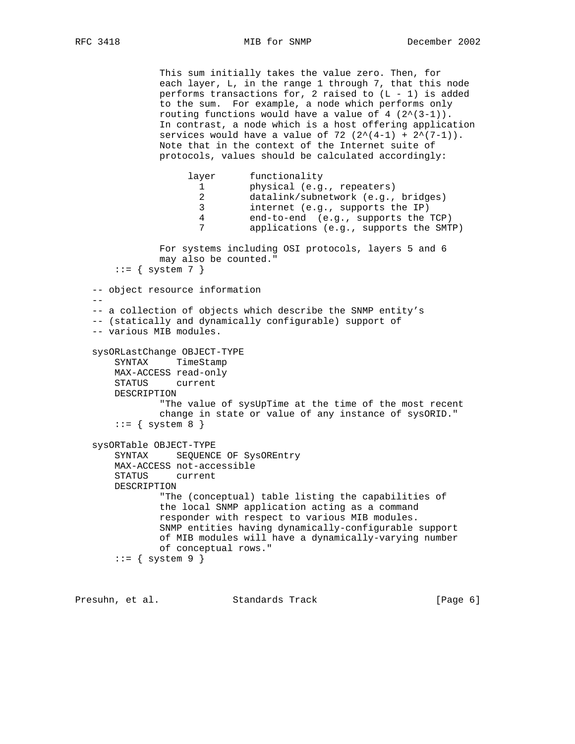```
               This sum initially takes the value zero. Then, for
               each layer, L, in the range 1 through 7, that this node
               performs transactions for, 2 raised to (L - 1) is added
               to the sum.  For example, a node which performs only
               routing functions would have a value of 4 (2^(3-1)).
               In contrast, a node which is a host offering application
               services would have a value of 72 (2^(4-1) + 2^(7-1)).
               Note that in the context of the Internet suite of
               protocols, values should be calculated accordingly:

                    layer      functionality
                      1        physical (e.g., repeaters)
                      2        datalink/subnetwork (e.g., bridges)
                      3        internet (e.g., supports the IP)
                      4        end-to-end  (e.g., supports the TCP)
                      7        applications (e.g., supports the SMTP)

               For systems including OSI protocols, layers 5 and 6
               may also be counted."
       ::= { system 7 }

   -- object resource information
   --
   -- a collection of objects which describe the SNMP entity's
   -- (statically and dynamically configurable) support of
   -- various MIB modules.

   sysORLastChange OBJECT-TYPE
       SYNTAX     TimeStamp
       MAX-ACCESS read-only
       STATUS     current
       DESCRIPTION
               "The value of sysUpTime at the time of the most recent
               change in state or value of any instance of sysORID."
       ::= { system 8 }

   sysORTable OBJECT-TYPE
       SYNTAX     SEQUENCE OF SysOREntry
       MAX-ACCESS not-accessible
       STATUS     current
       DESCRIPTION
               "The (conceptual) table listing the capabilities of
               the local SNMP application acting as a command
               responder with respect to various MIB modules.
               SNMP entities having dynamically-configurable support
               of MIB modules will have a dynamically-varying number
               of conceptual rows."
       ::= { system 9 }
```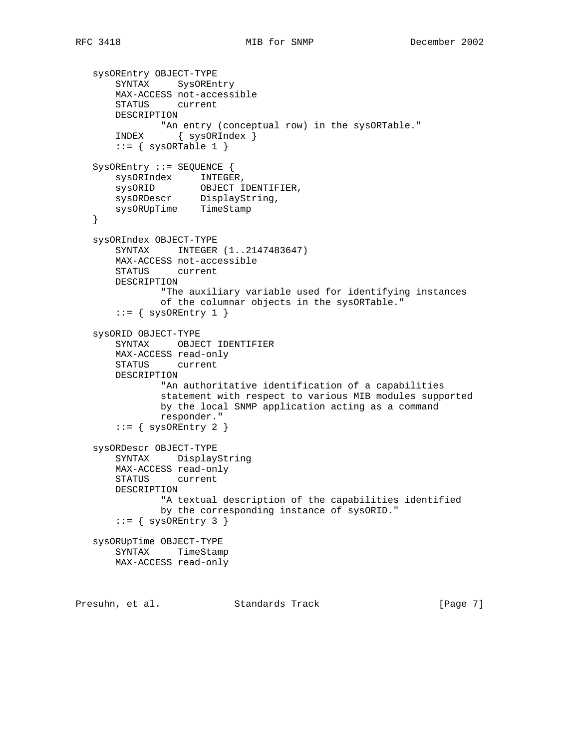```
   sysOREntry OBJECT-TYPE
       SYNTAX     SysOREntry
       MAX-ACCESS not-accessible
       STATUS     current
       DESCRIPTION
               "An entry (conceptual row) in the sysORTable."
       INDEX      { sysORIndex }
       ::= { sysORTable 1 }

   SysOREntry ::= SEQUENCE {
       sysORIndex     INTEGER,
       sysORID        OBJECT IDENTIFIER,
       sysORDescr     DisplayString,
       sysORUpTime    TimeStamp
   }

   sysORIndex OBJECT-TYPE
       SYNTAX     INTEGER (1..2147483647)
       MAX-ACCESS not-accessible
       STATUS     current
       DESCRIPTION
               "The auxiliary variable used for identifying instances
               of the columnar objects in the sysORTable."
       ::= { sysOREntry 1 }

   sysORID OBJECT-TYPE
       SYNTAX     OBJECT IDENTIFIER
       MAX-ACCESS read-only
       STATUS     current
       DESCRIPTION
               "An authoritative identification of a capabilities
               statement with respect to various MIB modules supported
               by the local SNMP application acting as a command
               responder."
       ::= { sysOREntry 2 }

   sysORDescr OBJECT-TYPE
       SYNTAX     DisplayString
       MAX-ACCESS read-only
       STATUS     current
       DESCRIPTION
               "A textual description of the capabilities identified
               by the corresponding instance of sysORID."
       ::= { sysOREntry 3 }

   sysORUpTime OBJECT-TYPE
       SYNTAX     TimeStamp
       MAX-ACCESS read-only
```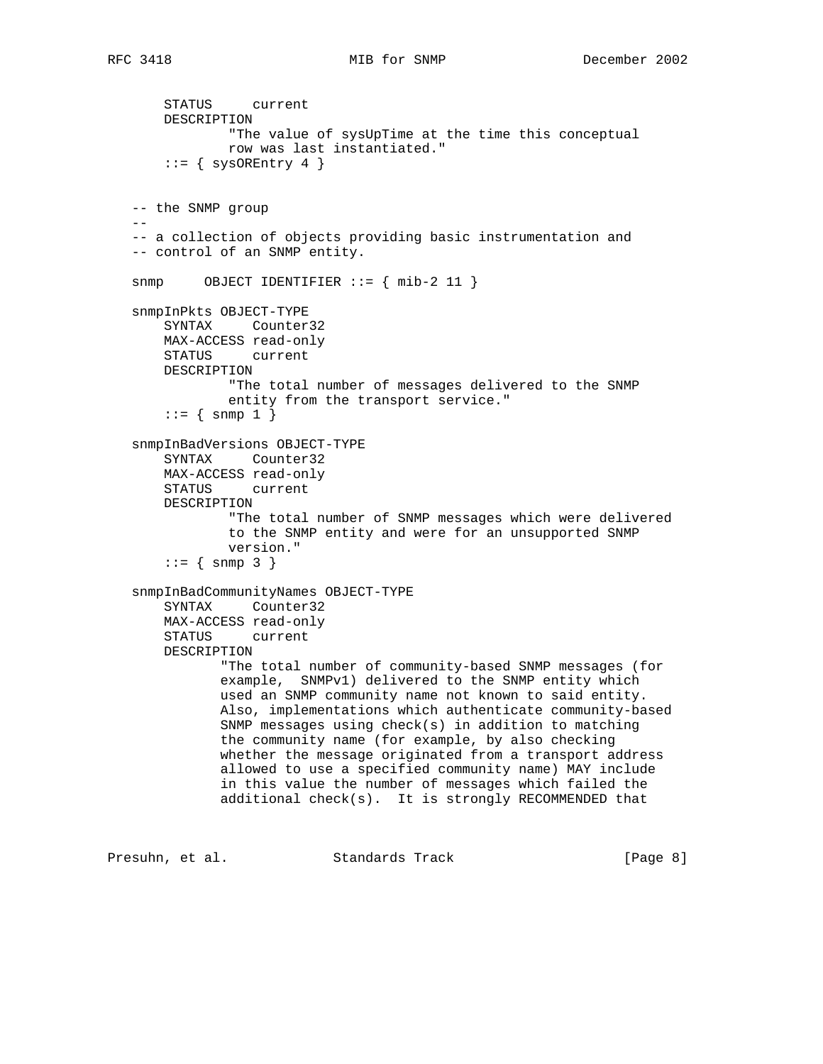```
       STATUS     current
       DESCRIPTION
               "The value of sysUpTime at the time this conceptual
               row was last instantiated."
       ::= { sysOREntry 4 }


   -- the SNMP group
   --
   -- a collection of objects providing basic instrumentation and
   -- control of an SNMP entity.

   snmp     OBJECT IDENTIFIER ::= { mib-2 11 }

   snmpInPkts OBJECT-TYPE
       SYNTAX     Counter32
       MAX-ACCESS read-only
       STATUS     current
       DESCRIPTION
               "The total number of messages delivered to the SNMP
               entity from the transport service."
       ::= { snmp 1 }

   snmpInBadVersions OBJECT-TYPE
       SYNTAX     Counter32
       MAX-ACCESS read-only
       STATUS     current
       DESCRIPTION
               "The total number of SNMP messages which were delivered
               to the SNMP entity and were for an unsupported SNMP
               version."
       ::= { snmp 3 }

   snmpInBadCommunityNames OBJECT-TYPE
       SYNTAX     Counter32
       MAX-ACCESS read-only
       STATUS     current
       DESCRIPTION
              "The total number of community-based SNMP messages (for
              example,  SNMPv1) delivered to the SNMP entity which
              used an SNMP community name not known to said entity.
              Also, implementations which authenticate community-based
              SNMP messages using check(s) in addition to matching
              the community name (for example, by also checking
              whether the message originated from a transport address
              allowed to use a specified community name) MAY include
              in this value the number of messages which failed the
              additional check(s).  It is strongly RECOMMENDED that
```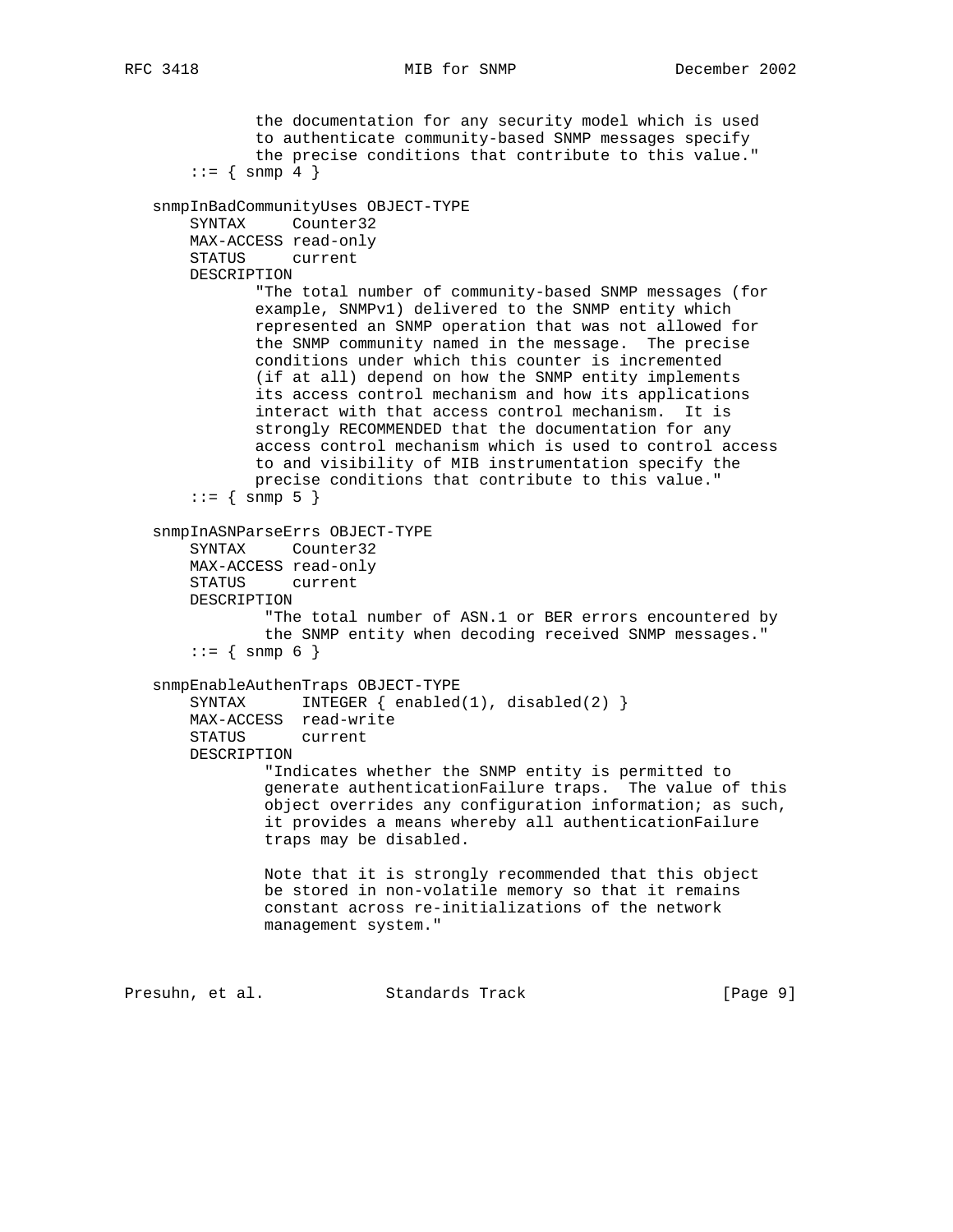```
              the documentation for any security model which is used
              to authenticate community-based SNMP messages specify
              the precise conditions that contribute to this value."
       ::= { snmp 4 }

   snmpInBadCommunityUses OBJECT-TYPE
       SYNTAX     Counter32
       MAX-ACCESS read-only
       STATUS     current
       DESCRIPTION
              "The total number of community-based SNMP messages (for
              example, SNMPv1) delivered to the SNMP entity which
              represented an SNMP operation that was not allowed for
              the SNMP community named in the message.  The precise
              conditions under which this counter is incremented
              (if at all) depend on how the SNMP entity implements
              its access control mechanism and how its applications
              interact with that access control mechanism.  It is
              strongly RECOMMENDED that the documentation for any
              access control mechanism which is used to control access
              to and visibility of MIB instrumentation specify the
              precise conditions that contribute to this value."
       ::= { snmp 5 }

   snmpInASNParseErrs OBJECT-TYPE
       SYNTAX     Counter32
       MAX-ACCESS read-only
       STATUS     current
       DESCRIPTION
               "The total number of ASN.1 or BER errors encountered by
               the SNMP entity when decoding received SNMP messages."
       ::= { snmp 6 }

   snmpEnableAuthenTraps OBJECT-TYPE
       SYNTAX      INTEGER { enabled(1), disabled(2) }
       MAX-ACCESS  read-write
       STATUS      current
       DESCRIPTION
               "Indicates whether the SNMP entity is permitted to
               generate authenticationFailure traps.  The value of this
               object overrides any configuration information; as such,
               it provides a means whereby all authenticationFailure
               traps may be disabled.

               Note that it is strongly recommended that this object
               be stored in non-volatile memory so that it remains
               constant across re-initializations of the network
               management system."
```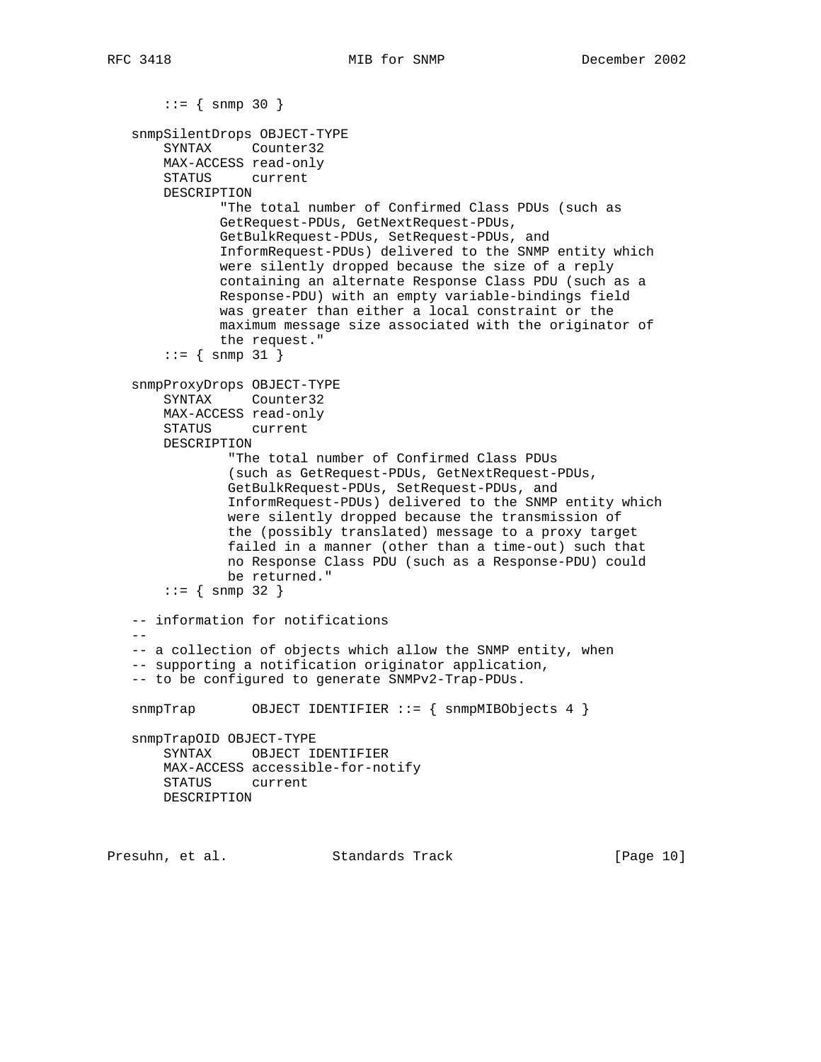```
       ::= { snmp 30 }

   snmpSilentDrops OBJECT-TYPE
       SYNTAX     Counter32
       MAX-ACCESS read-only
       STATUS     current
       DESCRIPTION
              "The total number of Confirmed Class PDUs (such as
              GetRequest-PDUs, GetNextRequest-PDUs,
              GetBulkRequest-PDUs, SetRequest-PDUs, and
              InformRequest-PDUs) delivered to the SNMP entity which
              were silently dropped because the size of a reply
              containing an alternate Response Class PDU (such as a
              Response-PDU) with an empty variable-bindings field
              was greater than either a local constraint or the
              maximum message size associated with the originator of
              the request."
       ::= { snmp 31 }

   snmpProxyDrops OBJECT-TYPE
       SYNTAX     Counter32
       MAX-ACCESS read-only
       STATUS     current
       DESCRIPTION
               "The total number of Confirmed Class PDUs
               (such as GetRequest-PDUs, GetNextRequest-PDUs,
               GetBulkRequest-PDUs, SetRequest-PDUs, and
               InformRequest-PDUs) delivered to the SNMP entity which
               were silently dropped because the transmission of
               the (possibly translated) message to a proxy target
               failed in a manner (other than a time-out) such that
               no Response Class PDU (such as a Response-PDU) could
               be returned."
       ::= { snmp 32 }

   -- information for notifications
   --
   -- a collection of objects which allow the SNMP entity, when
   -- supporting a notification originator application,
   -- to be configured to generate SNMPv2-Trap-PDUs.

   snmpTrap       OBJECT IDENTIFIER ::= { snmpMIBObjects 4 }

   snmpTrapOID OBJECT-TYPE
       SYNTAX     OBJECT IDENTIFIER
       MAX-ACCESS accessible-for-notify
       STATUS     current
       DESCRIPTION
```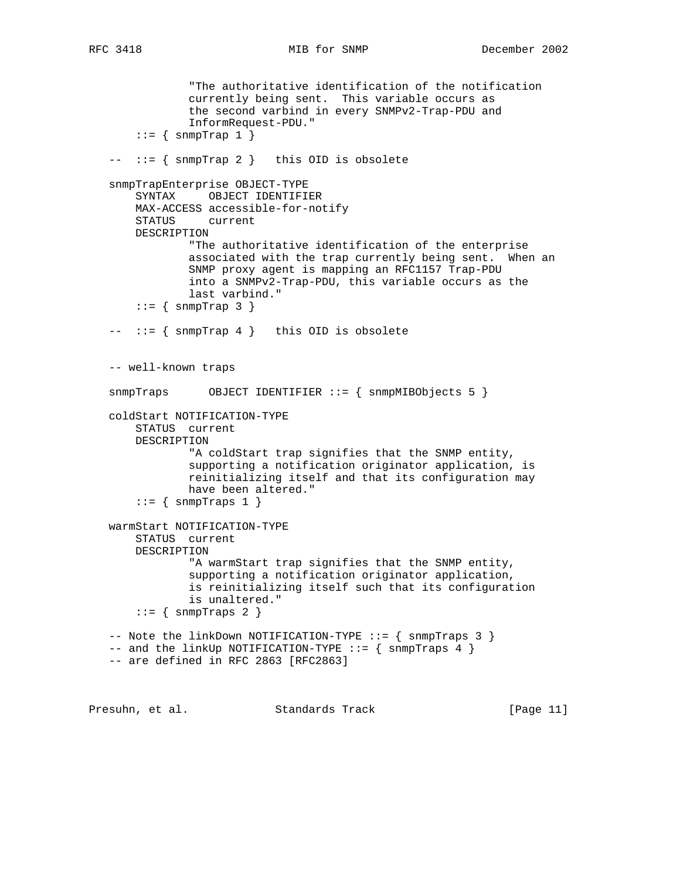```
               "The authoritative identification of the notification
               currently being sent.  This variable occurs as
               the second varbind in every SNMPv2-Trap-PDU and
               InformRequest-PDU."
       ::= { snmpTrap 1 }

   --  ::= { snmpTrap 2 }   this OID is obsolete

   snmpTrapEnterprise OBJECT-TYPE
       SYNTAX     OBJECT IDENTIFIER
       MAX-ACCESS accessible-for-notify
       STATUS     current
       DESCRIPTION
               "The authoritative identification of the enterprise
               associated with the trap currently being sent.  When an
               SNMP proxy agent is mapping an RFC1157 Trap-PDU
               into a SNMPv2-Trap-PDU, this variable occurs as the
               last varbind."
       ::= { snmpTrap 3 }

   --  ::= { snmpTrap 4 }   this OID is obsolete


   -- well-known traps

   snmpTraps      OBJECT IDENTIFIER ::= { snmpMIBObjects 5 }

   coldStart NOTIFICATION-TYPE
       STATUS  current
       DESCRIPTION
               "A coldStart trap signifies that the SNMP entity,
               supporting a notification originator application, is
               reinitializing itself and that its configuration may
               have been altered."
       ::= { snmpTraps 1 }

   warmStart NOTIFICATION-TYPE
       STATUS  current
       DESCRIPTION
               "A warmStart trap signifies that the SNMP entity,
               supporting a notification originator application,
               is reinitializing itself such that its configuration
               is unaltered."
       ::= { snmpTraps 2 }

   -- Note the linkDown NOTIFICATION-TYPE ::= { snmpTraps 3 }
   -- and the linkUp NOTIFICATION-TYPE ::= { snmpTraps 4 }
   -- are defined in RFC 2863 [RFC2863]
```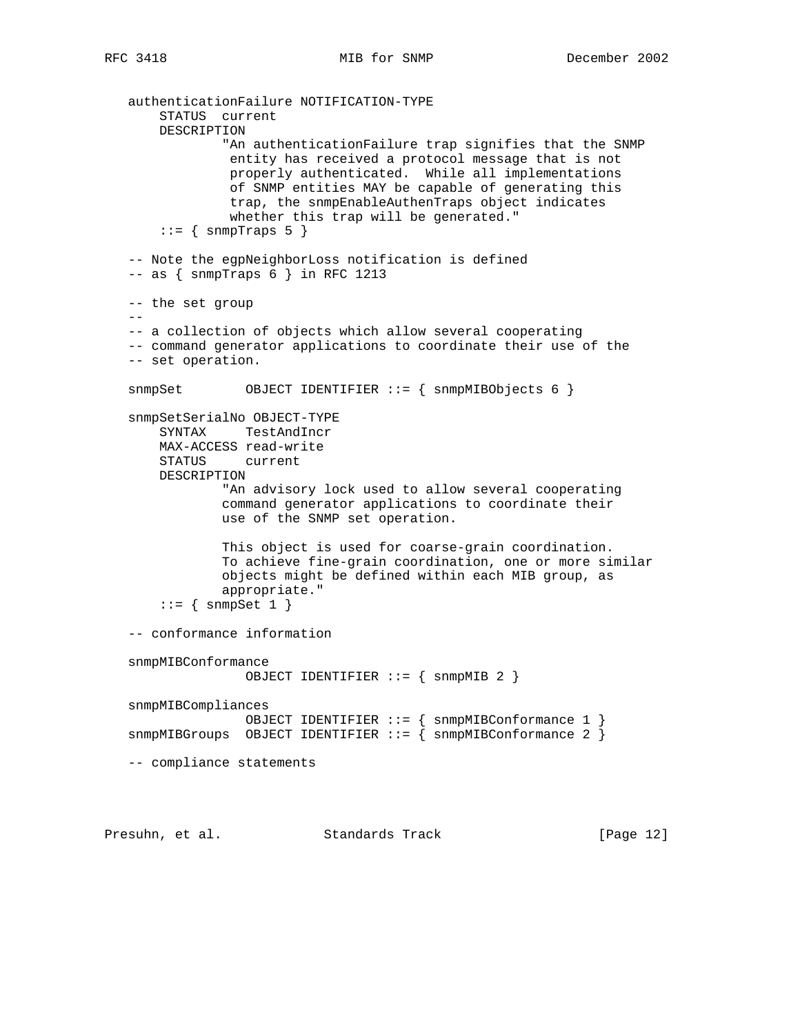```
   authenticationFailure NOTIFICATION-TYPE
       STATUS  current
       DESCRIPTION
               "An authenticationFailure trap signifies that the SNMP
                entity has received a protocol message that is not
                properly authenticated.  While all implementations
                of SNMP entities MAY be capable of generating this
                trap, the snmpEnableAuthenTraps object indicates
                whether this trap will be generated."
       ::= { snmpTraps 5 }

   -- Note the egpNeighborLoss notification is defined
   -- as { snmpTraps 6 } in RFC 1213

   -- the set group
   --
   -- a collection of objects which allow several cooperating
   -- command generator applications to coordinate their use of the
   -- set operation.

   snmpSet        OBJECT IDENTIFIER ::= { snmpMIBObjects 6 }

   snmpSetSerialNo OBJECT-TYPE
       SYNTAX     TestAndIncr
       MAX-ACCESS read-write
       STATUS     current
       DESCRIPTION
               "An advisory lock used to allow several cooperating
               command generator applications to coordinate their
               use of the SNMP set operation.

               This object is used for coarse-grain coordination.
               To achieve fine-grain coordination, one or more similar
               objects might be defined within each MIB group, as
               appropriate."
       ::= { snmpSet 1 }

   -- conformance information

   snmpMIBConformance
                  OBJECT IDENTIFIER ::= { snmpMIB 2 }

   snmpMIBCompliances
                  OBJECT IDENTIFIER ::= { snmpMIBConformance 1 }
   snmpMIBGroups  OBJECT IDENTIFIER ::= { snmpMIBConformance 2 }

   -- compliance statements
```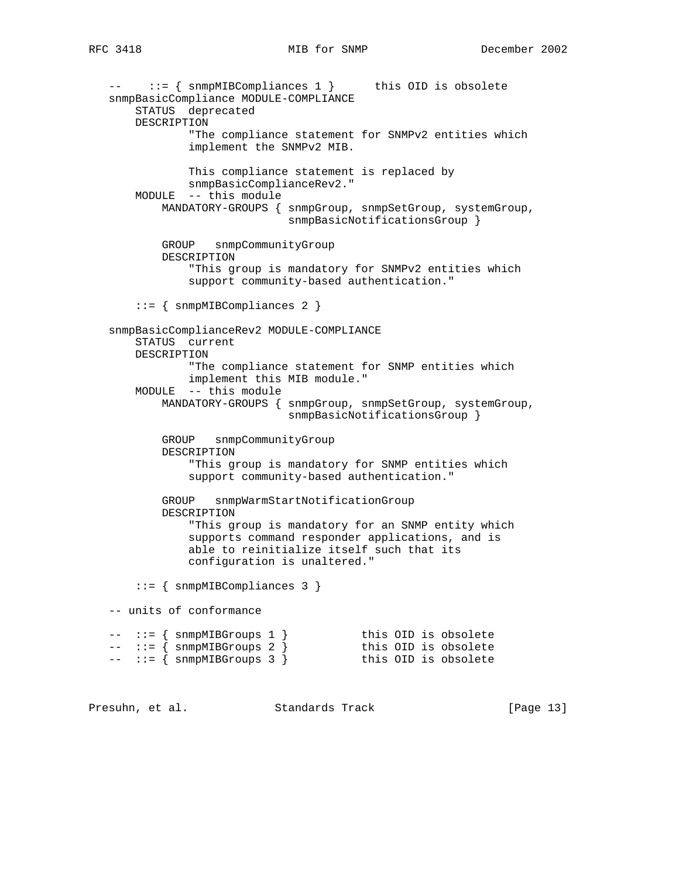```
--    ::= { snmpMIBCompliances 1 }      this OID is obsolete
snmpBasicCompliance MODULE-COMPLIANCE
    STATUS  deprecated
    DESCRIPTION
            "The compliance statement for SNMPv2 entities which
            implement the SNMPv2 MIB.

            This compliance statement is replaced by
            snmpBasicComplianceRev2."
    MODULE  -- this module
        MANDATORY-GROUPS { snmpGroup, snmpSetGroup, systemGroup,
                           snmpBasicNotificationsGroup }

        GROUP   snmpCommunityGroup
        DESCRIPTION
            "This group is mandatory for SNMPv2 entities which
            support community-based authentication."

    ::= { snmpMIBCompliances 2 }

snmpBasicComplianceRev2 MODULE-COMPLIANCE
    STATUS  current
    DESCRIPTION
            "The compliance statement for SNMP entities which
            implement this MIB module."
    MODULE  -- this module
        MANDATORY-GROUPS { snmpGroup, snmpSetGroup, systemGroup,
                           snmpBasicNotificationsGroup }

        GROUP   snmpCommunityGroup
        DESCRIPTION
            "This group is mandatory for SNMP entities which
            support community-based authentication."

        GROUP   snmpWarmStartNotificationGroup
        DESCRIPTION
            "This group is mandatory for an SNMP entity which
            supports command responder applications, and is
            able to reinitialize itself such that its
            configuration is unaltered."

    ::= { snmpMIBCompliances 3 }

-- units of conformance

--  ::= { snmpMIBGroups 1 }           this OID is obsolete
--  ::= { snmpMIBGroups 2 }           this OID is obsolete
--  ::= { snmpMIBGroups 3 }           this OID is obsolete
```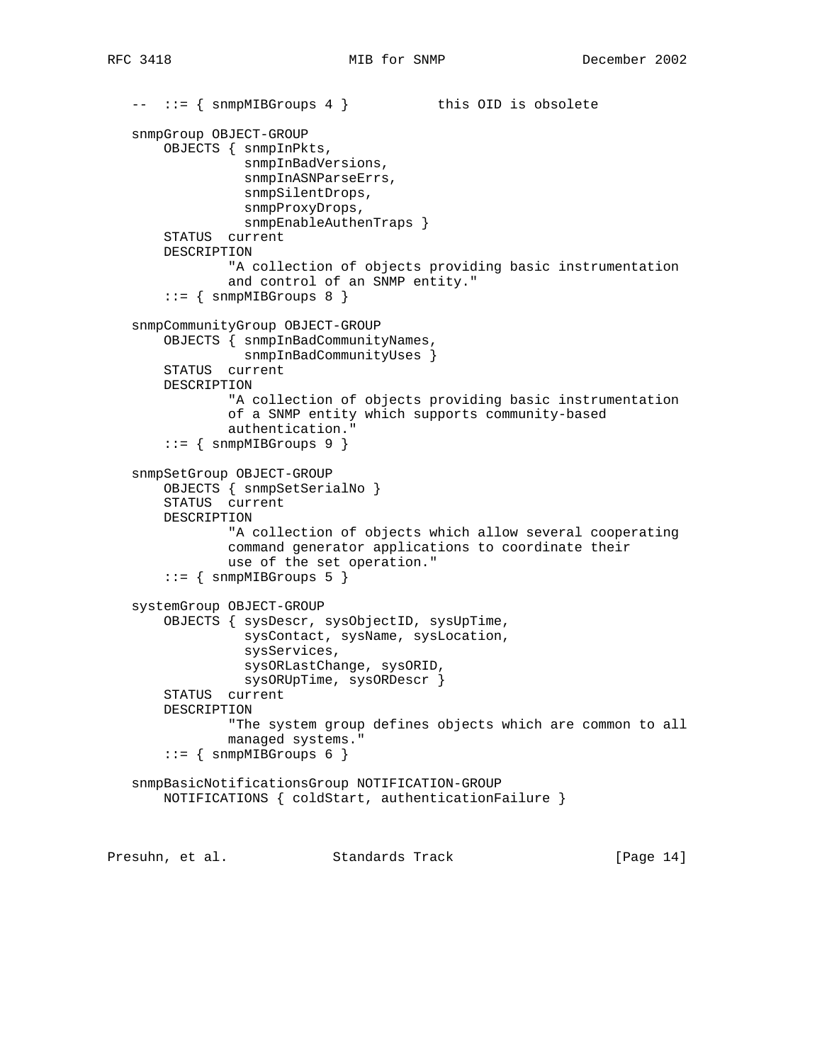```
   --  ::= { snmpMIBGroups 4 }           this OID is obsolete

   snmpGroup OBJECT-GROUP
       OBJECTS { snmpInPkts,
                 snmpInBadVersions,
                 snmpInASNParseErrs,
                 snmpSilentDrops,
                 snmpProxyDrops,
                 snmpEnableAuthenTraps }
       STATUS  current
       DESCRIPTION
               "A collection of objects providing basic instrumentation
               and control of an SNMP entity."
       ::= { snmpMIBGroups 8 }

   snmpCommunityGroup OBJECT-GROUP
       OBJECTS { snmpInBadCommunityNames,
                 snmpInBadCommunityUses }
       STATUS  current
       DESCRIPTION
               "A collection of objects providing basic instrumentation
               of a SNMP entity which supports community-based
               authentication."
       ::= { snmpMIBGroups 9 }

   snmpSetGroup OBJECT-GROUP
       OBJECTS { snmpSetSerialNo }
       STATUS  current
       DESCRIPTION
               "A collection of objects which allow several cooperating
               command generator applications to coordinate their
               use of the set operation."
       ::= { snmpMIBGroups 5 }

   systemGroup OBJECT-GROUP
       OBJECTS { sysDescr, sysObjectID, sysUpTime,
                 sysContact, sysName, sysLocation,
                 sysServices,
                 sysORLastChange, sysORID,
                 sysORUpTime, sysORDescr }
       STATUS  current
       DESCRIPTION
               "The system group defines objects which are common to all
               managed systems."
       ::= { snmpMIBGroups 6 }

   snmpBasicNotificationsGroup NOTIFICATION-GROUP
       NOTIFICATIONS { coldStart, authenticationFailure }
```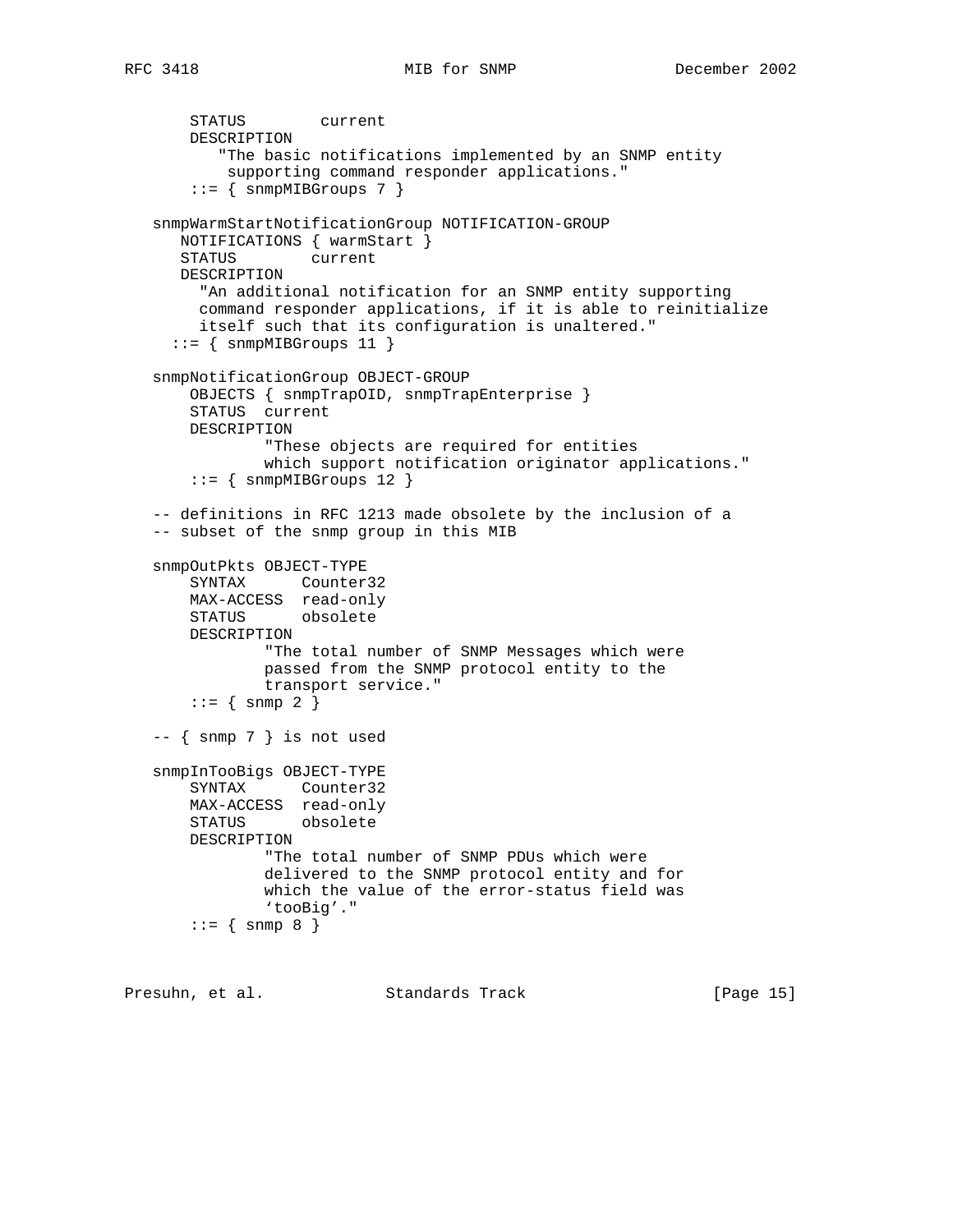```
       STATUS        current
       DESCRIPTION
          "The basic notifications implemented by an SNMP entity
           supporting command responder applications."
       ::= { snmpMIBGroups 7 }

   snmpWarmStartNotificationGroup NOTIFICATION-GROUP
      NOTIFICATIONS { warmStart }
      STATUS        current
      DESCRIPTION
        "An additional notification for an SNMP entity supporting
        command responder applications, if it is able to reinitialize
        itself such that its configuration is unaltered."
     ::= { snmpMIBGroups 11 }

   snmpNotificationGroup OBJECT-GROUP
       OBJECTS { snmpTrapOID, snmpTrapEnterprise }
       STATUS  current
       DESCRIPTION
               "These objects are required for entities
               which support notification originator applications."
       ::= { snmpMIBGroups 12 }

   -- definitions in RFC 1213 made obsolete by the inclusion of a
   -- subset of the snmp group in this MIB

   snmpOutPkts OBJECT-TYPE
       SYNTAX      Counter32
       MAX-ACCESS  read-only
       STATUS      obsolete
       DESCRIPTION
               "The total number of SNMP Messages which were
               passed from the SNMP protocol entity to the
               transport service."
       ::= { snmp 2 }

   -- { snmp 7 } is not used

   snmpInTooBigs OBJECT-TYPE
       SYNTAX      Counter32
       MAX-ACCESS  read-only
       STATUS      obsolete
       DESCRIPTION
               "The total number of SNMP PDUs which were
               delivered to the SNMP protocol entity and for
               which the value of the error-status field was
               'tooBig'."
       ::= { snmp 8 }
```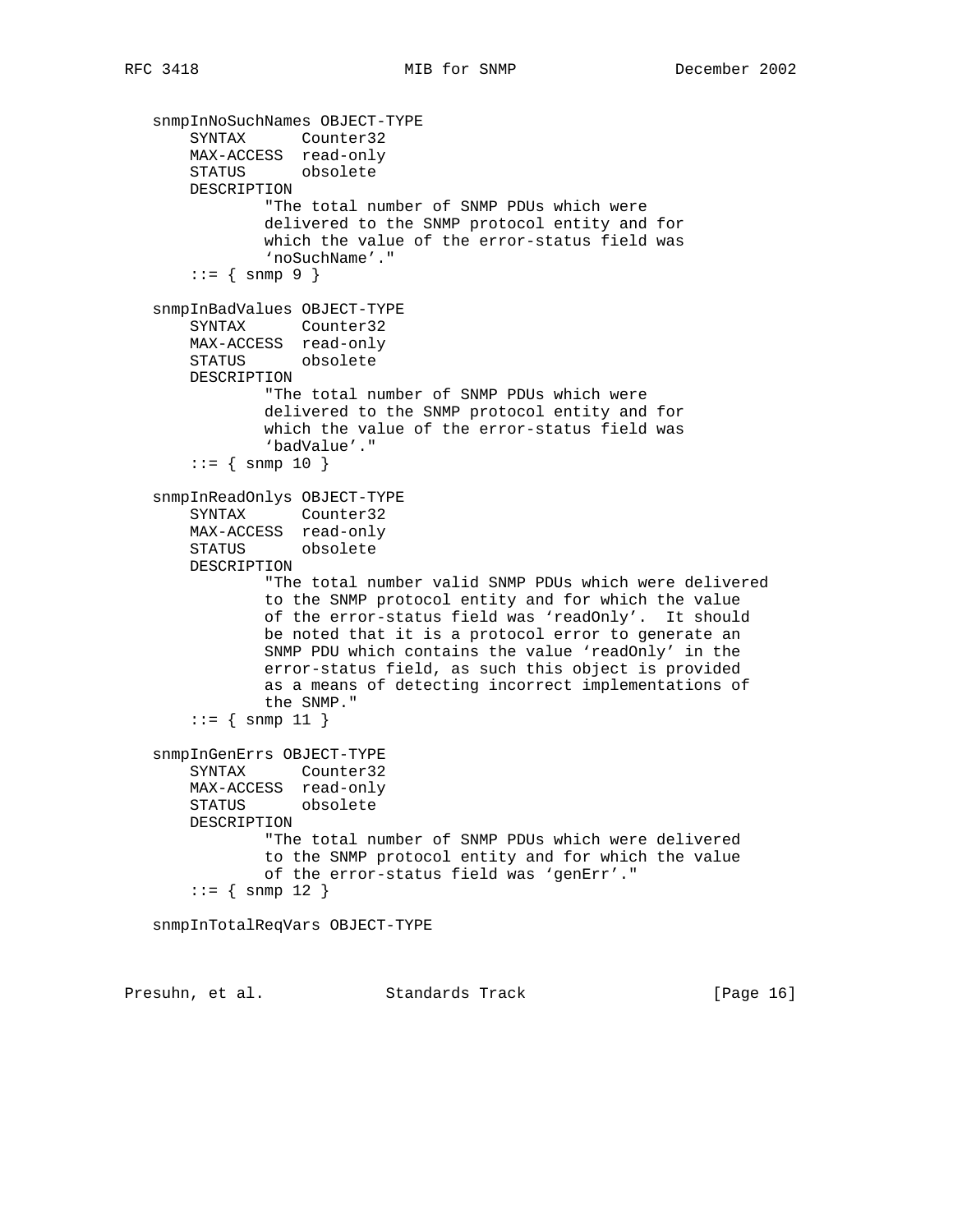```
   snmpInNoSuchNames OBJECT-TYPE
       SYNTAX      Counter32
       MAX-ACCESS  read-only
       STATUS      obsolete
       DESCRIPTION
               "The total number of SNMP PDUs which were
               delivered to the SNMP protocol entity and for
               which the value of the error-status field was
               'noSuchName'."
       ::= { snmp 9 }

   snmpInBadValues OBJECT-TYPE
       SYNTAX      Counter32
       MAX-ACCESS  read-only
       STATUS      obsolete
       DESCRIPTION
               "The total number of SNMP PDUs which were
               delivered to the SNMP protocol entity and for
               which the value of the error-status field was
               'badValue'."
       ::= { snmp 10 }

   snmpInReadOnlys OBJECT-TYPE
       SYNTAX      Counter32
       MAX-ACCESS  read-only
       STATUS      obsolete
       DESCRIPTION
               "The total number valid SNMP PDUs which were delivered
               to the SNMP protocol entity and for which the value
               of the error-status field was 'readOnly'.  It should
               be noted that it is a protocol error to generate an
               SNMP PDU which contains the value 'readOnly' in the
               error-status field, as such this object is provided
               as a means of detecting incorrect implementations of
               the SNMP."
       ::= { snmp 11 }

   snmpInGenErrs OBJECT-TYPE
       SYNTAX      Counter32
       MAX-ACCESS  read-only
       STATUS      obsolete
       DESCRIPTION
               "The total number of SNMP PDUs which were delivered
               to the SNMP protocol entity and for which the value
               of the error-status field was 'genErr'."
       ::= { snmp 12 }

   snmpInTotalReqVars OBJECT-TYPE
```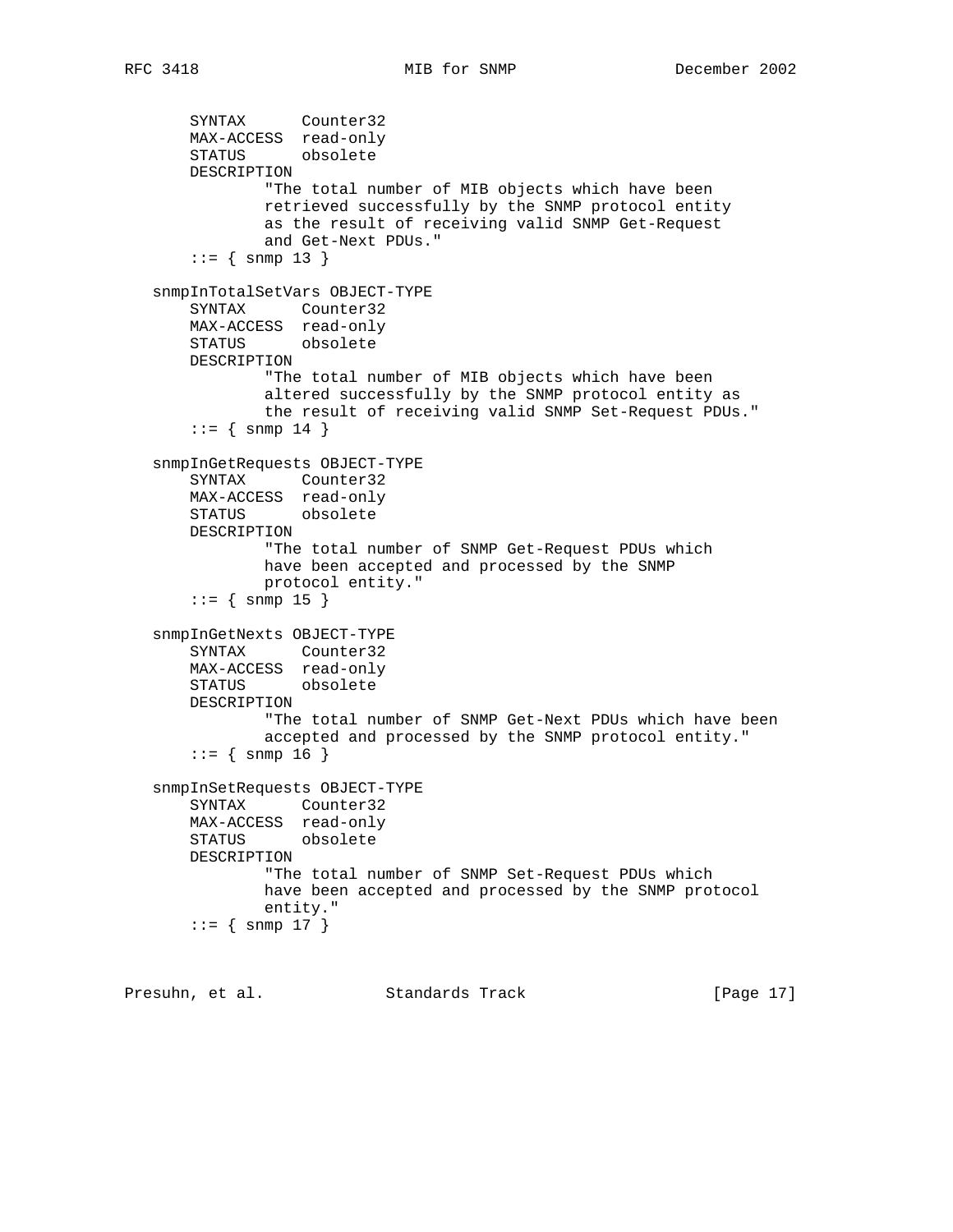```
       SYNTAX      Counter32
       MAX-ACCESS  read-only
       STATUS      obsolete
       DESCRIPTION
               "The total number of MIB objects which have been
               retrieved successfully by the SNMP protocol entity
               as the result of receiving valid SNMP Get-Request
               and Get-Next PDUs."
       ::= { snmp 13 }

   snmpInTotalSetVars OBJECT-TYPE
       SYNTAX      Counter32
       MAX-ACCESS  read-only
       STATUS      obsolete
       DESCRIPTION
               "The total number of MIB objects which have been
               altered successfully by the SNMP protocol entity as
               the result of receiving valid SNMP Set-Request PDUs."
       ::= { snmp 14 }

   snmpInGetRequests OBJECT-TYPE
       SYNTAX      Counter32
       MAX-ACCESS  read-only
       STATUS      obsolete
       DESCRIPTION
               "The total number of SNMP Get-Request PDUs which
               have been accepted and processed by the SNMP
               protocol entity."
       ::= { snmp 15 }

   snmpInGetNexts OBJECT-TYPE
       SYNTAX      Counter32
       MAX-ACCESS  read-only
       STATUS      obsolete
       DESCRIPTION
               "The total number of SNMP Get-Next PDUs which have been
               accepted and processed by the SNMP protocol entity."
       ::= { snmp 16 }

   snmpInSetRequests OBJECT-TYPE
       SYNTAX      Counter32
       MAX-ACCESS  read-only
       STATUS      obsolete
       DESCRIPTION
               "The total number of SNMP Set-Request PDUs which
               have been accepted and processed by the SNMP protocol
               entity."
       ::= { snmp 17 }
```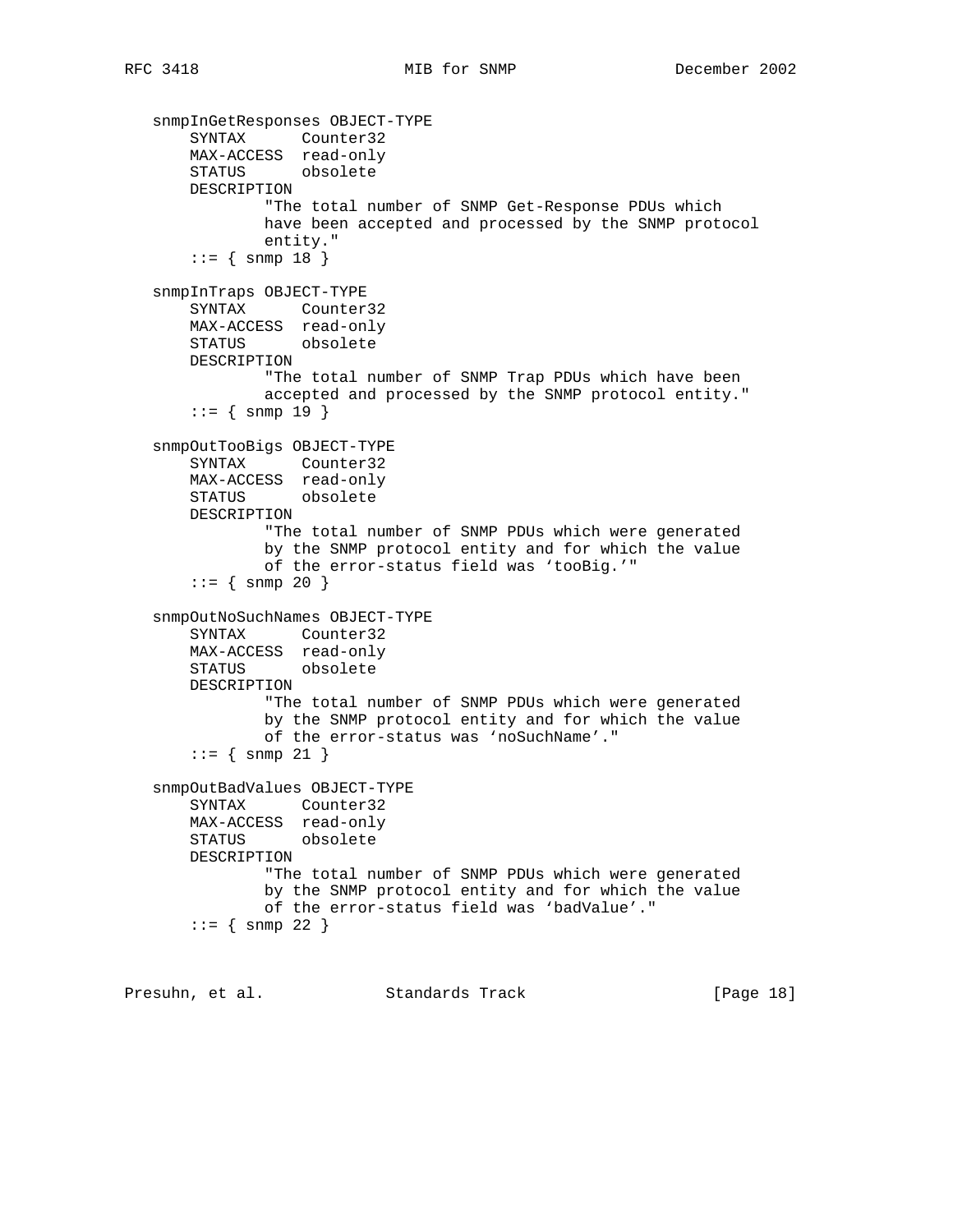```
   snmpInGetResponses OBJECT-TYPE
       SYNTAX      Counter32
       MAX-ACCESS  read-only
       STATUS      obsolete
       DESCRIPTION
               "The total number of SNMP Get-Response PDUs which
               have been accepted and processed by the SNMP protocol
               entity."
       ::= { snmp 18 }

   snmpInTraps OBJECT-TYPE
       SYNTAX      Counter32
       MAX-ACCESS  read-only
       STATUS      obsolete
       DESCRIPTION
               "The total number of SNMP Trap PDUs which have been
               accepted and processed by the SNMP protocol entity."
       ::= { snmp 19 }

   snmpOutTooBigs OBJECT-TYPE
       SYNTAX      Counter32
       MAX-ACCESS  read-only
       STATUS      obsolete
       DESCRIPTION
               "The total number of SNMP PDUs which were generated
               by the SNMP protocol entity and for which the value
               of the error-status field was 'tooBig.'"
       ::= { snmp 20 }

   snmpOutNoSuchNames OBJECT-TYPE
       SYNTAX      Counter32
       MAX-ACCESS  read-only
       STATUS      obsolete
       DESCRIPTION
               "The total number of SNMP PDUs which were generated
               by the SNMP protocol entity and for which the value
               of the error-status was 'noSuchName'."
       ::= { snmp 21 }

   snmpOutBadValues OBJECT-TYPE
       SYNTAX      Counter32
       MAX-ACCESS  read-only
       STATUS      obsolete
       DESCRIPTION
               "The total number of SNMP PDUs which were generated
               by the SNMP protocol entity and for which the value
               of the error-status field was 'badValue'."
       ::= { snmp 22 }
```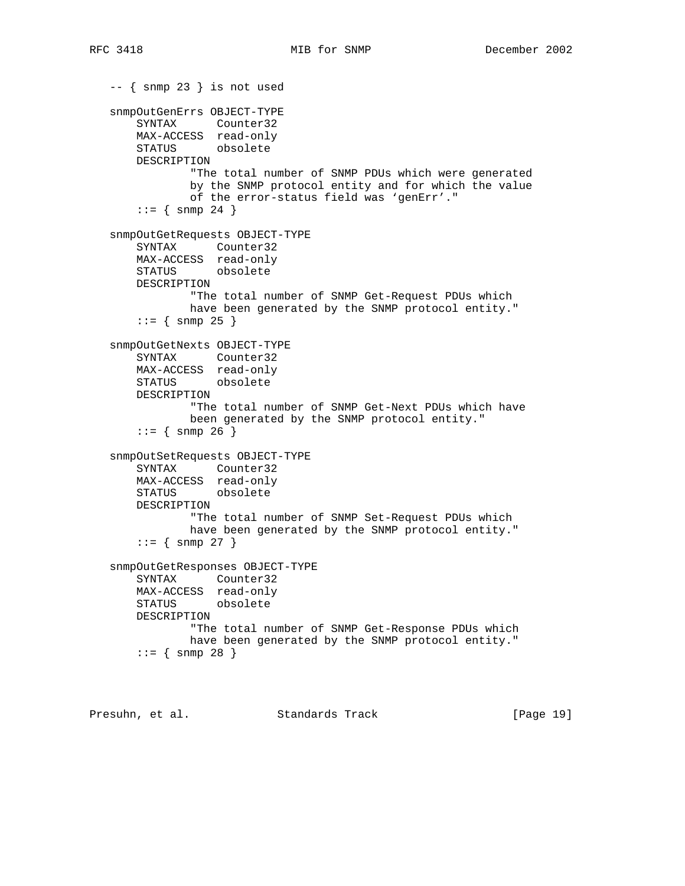```
-- { snmp 23 } is not used

snmpOutGenErrs OBJECT-TYPE
    SYNTAX      Counter32
    MAX-ACCESS  read-only
    STATUS      obsolete
    DESCRIPTION
            "The total number of SNMP PDUs which were generated
            by the SNMP protocol entity and for which the value
            of the error-status field was 'genErr'."
    ::= { snmp 24 }

snmpOutGetRequests OBJECT-TYPE
    SYNTAX      Counter32
    MAX-ACCESS  read-only
    STATUS      obsolete
    DESCRIPTION
            "The total number of SNMP Get-Request PDUs which
            have been generated by the SNMP protocol entity."
    ::= { snmp 25 }

snmpOutGetNexts OBJECT-TYPE
    SYNTAX      Counter32
    MAX-ACCESS  read-only
    STATUS      obsolete
    DESCRIPTION
            "The total number of SNMP Get-Next PDUs which have
            been generated by the SNMP protocol entity."
    ::= { snmp 26 }

snmpOutSetRequests OBJECT-TYPE
    SYNTAX      Counter32
    MAX-ACCESS  read-only
    STATUS      obsolete
    DESCRIPTION
            "The total number of SNMP Set-Request PDUs which
            have been generated by the SNMP protocol entity."
    ::= { snmp 27 }

snmpOutGetResponses OBJECT-TYPE
    SYNTAX      Counter32
    MAX-ACCESS  read-only
    STATUS      obsolete
    DESCRIPTION
            "The total number of SNMP Get-Response PDUs which
            have been generated by the SNMP protocol entity."
    ::= { snmp 28 }
```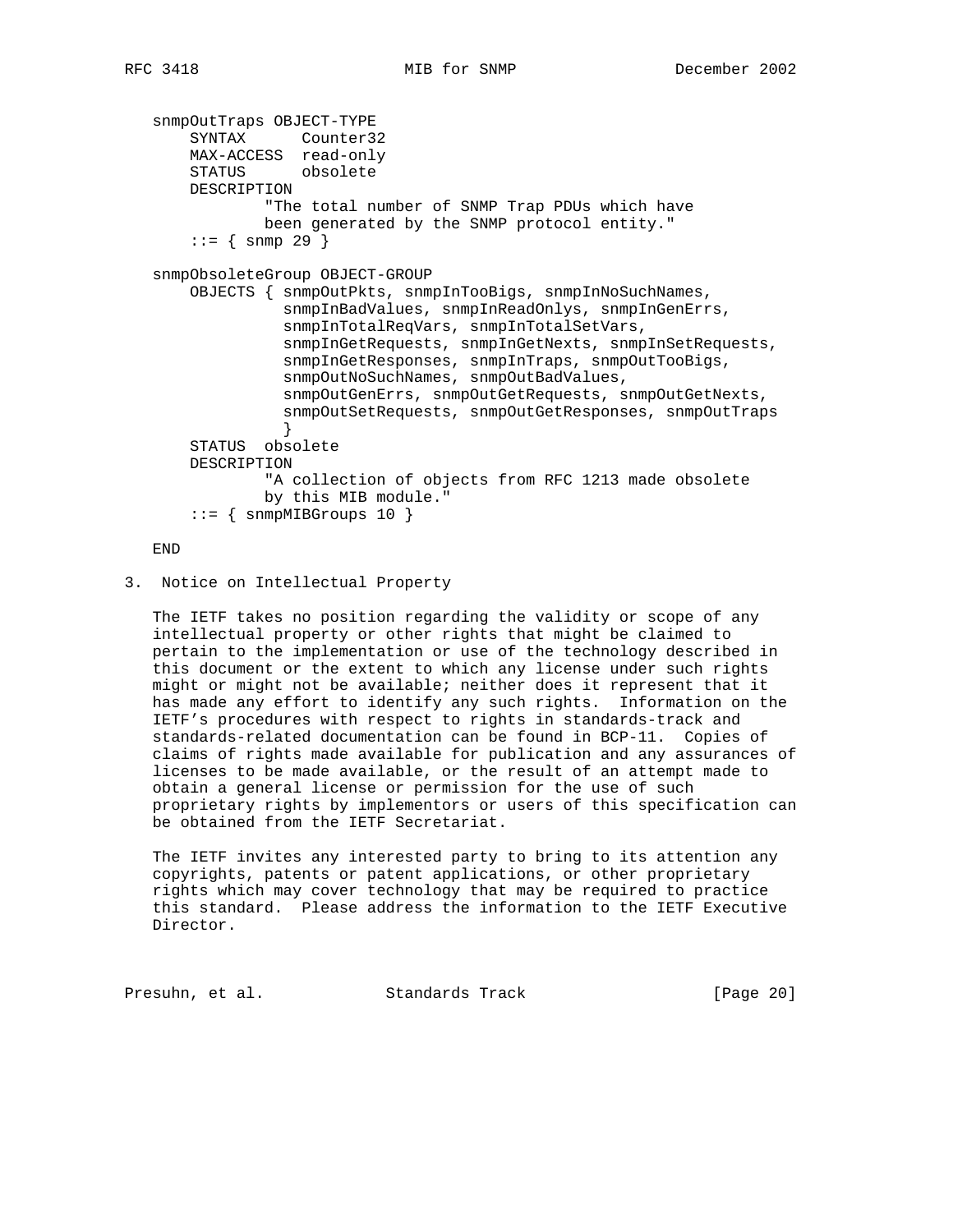```
snmpOutTraps OBJECT-TYPE
    SYNTAX      Counter32
    MAX-ACCESS  read-only
    STATUS      obsolete
    DESCRIPTION
            "The total number of SNMP Trap PDUs which have
            been generated by the SNMP protocol entity."
    ::= { snmp 29 }

snmpObsoleteGroup OBJECT-GROUP
    OBJECTS { snmpOutPkts, snmpInTooBigs, snmpInNoSuchNames,
              snmpInBadValues, snmpInReadOnlys, snmpInGenErrs,
              snmpInTotalReqVars, snmpInTotalSetVars,
              snmpInGetRequests, snmpInGetNexts, snmpInSetRequests,
              snmpInGetResponses, snmpInTraps, snmpOutTooBigs,
              snmpOutNoSuchNames, snmpOutBadValues,
              snmpOutGenErrs, snmpOutGetRequests, snmpOutGetNexts,
              snmpOutSetRequests, snmpOutGetResponses, snmpOutTraps
              }
    STATUS  obsolete
    DESCRIPTION
            "A collection of objects from RFC 1213 made obsolete
            by this MIB module."
    ::= { snmpMIBGroups 10 }

END
```

## 3. Notice on Intellectual Property

The IETF takes no position regarding the validity or scope of any intellectual property or other rights that might be claimed to pertain to the implementation or use of the technology described in this document or the extent to which any license under such rights might or might not be available; neither does it represent that it has made any effort to identify any such rights. Information on the IETF's procedures with respect to rights in standards-track and standards-related documentation can be found in BCP-11. Copies of claims of rights made available for publication and any assurances of licenses to be made available, or the result of an attempt made to obtain a general license or permission for the use of such proprietary rights by implementors or users of this specification can be obtained from the IETF Secretariat.

The IETF invites any interested party to bring to its attention any copyrights, patents or patent applications, or other proprietary rights which may cover technology that may be required to practice this standard. Please address the information to the IETF Executive Director.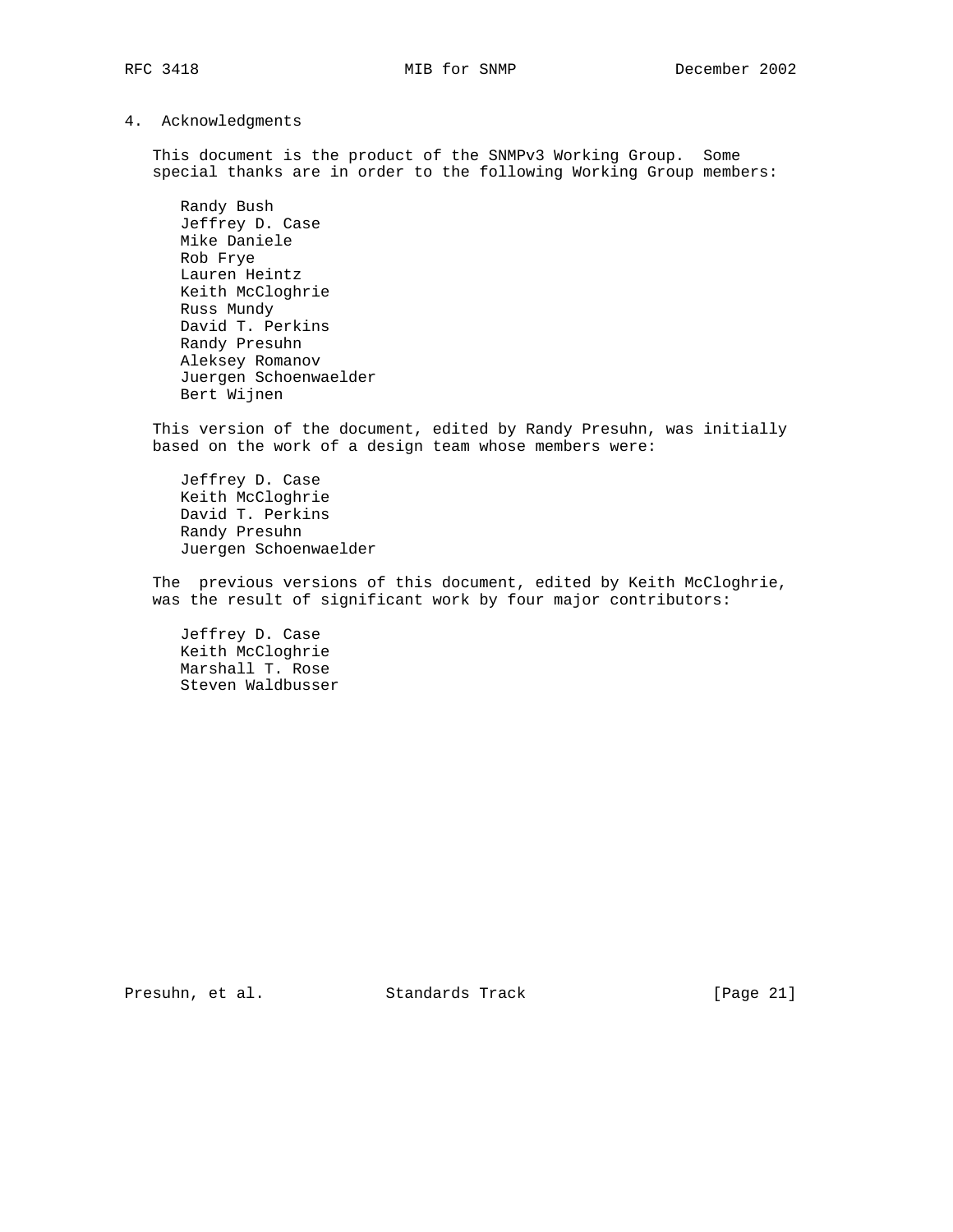## 4. Acknowledgments

This document is the product of the SNMPv3 Working Group. Some special thanks are in order to the following Working Group members:

Randy Bush
Jeffrey D. Case
Mike Daniele
Rob Frye
Lauren Heintz
Keith McCloghrie
Russ Mundy
David T. Perkins
Randy Presuhn
Aleksey Romanov
Juergen Schoenwaelder
Bert Wijnen

This version of the document, edited by Randy Presuhn, was initially based on the work of a design team whose members were:

Jeffrey D. Case
Keith McCloghrie
David T. Perkins
Randy Presuhn
Juergen Schoenwaelder

The previous versions of this document, edited by Keith McCloghrie, was the result of significant work by four major contributors:

Jeffrey D. Case
Keith McCloghrie
Marshall T. Rose
Steven Waldbusser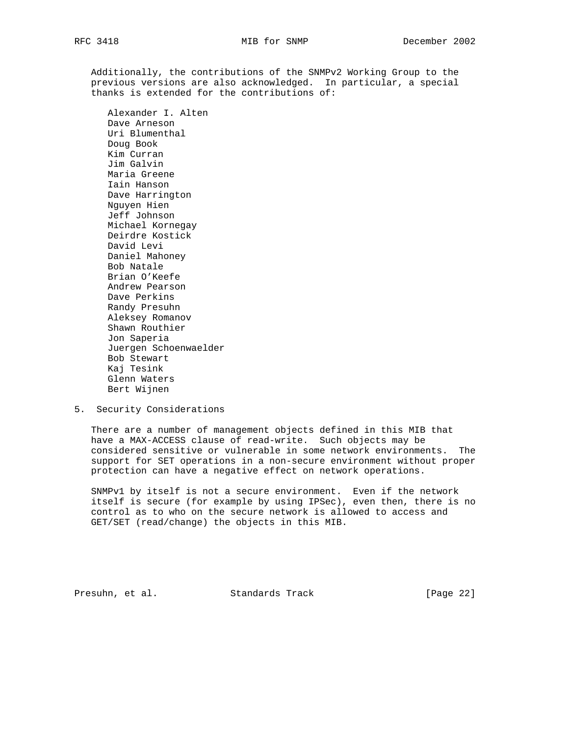Additionally, the contributions of the SNMPv2 Working Group to the previous versions are also acknowledged. In particular, a special thanks is extended for the contributions of:

Alexander I. Alten
Dave Arneson
Uri Blumenthal
Doug Book
Kim Curran
Jim Galvin
Maria Greene
Iain Hanson
Dave Harrington
Nguyen Hien
Jeff Johnson
Michael Kornegay
Deirdre Kostick
David Levi
Daniel Mahoney
Bob Natale
Brian O'Keefe
Andrew Pearson
Dave Perkins
Randy Presuhn
Aleksey Romanov
Shawn Routhier
Jon Saperia
Juergen Schoenwaelder
Bob Stewart
Kaj Tesink
Glenn Waters
Bert Wijnen

## 5. Security Considerations

There are a number of management objects defined in this MIB that have a MAX-ACCESS clause of read-write. Such objects may be considered sensitive or vulnerable in some network environments. The support for SET operations in a non-secure environment without proper protection can have a negative effect on network operations.

SNMPv1 by itself is not a secure environment. Even if the network itself is secure (for example by using IPSec), even then, there is no control as to who on the secure network is allowed to access and GET/SET (read/change) the objects in this MIB.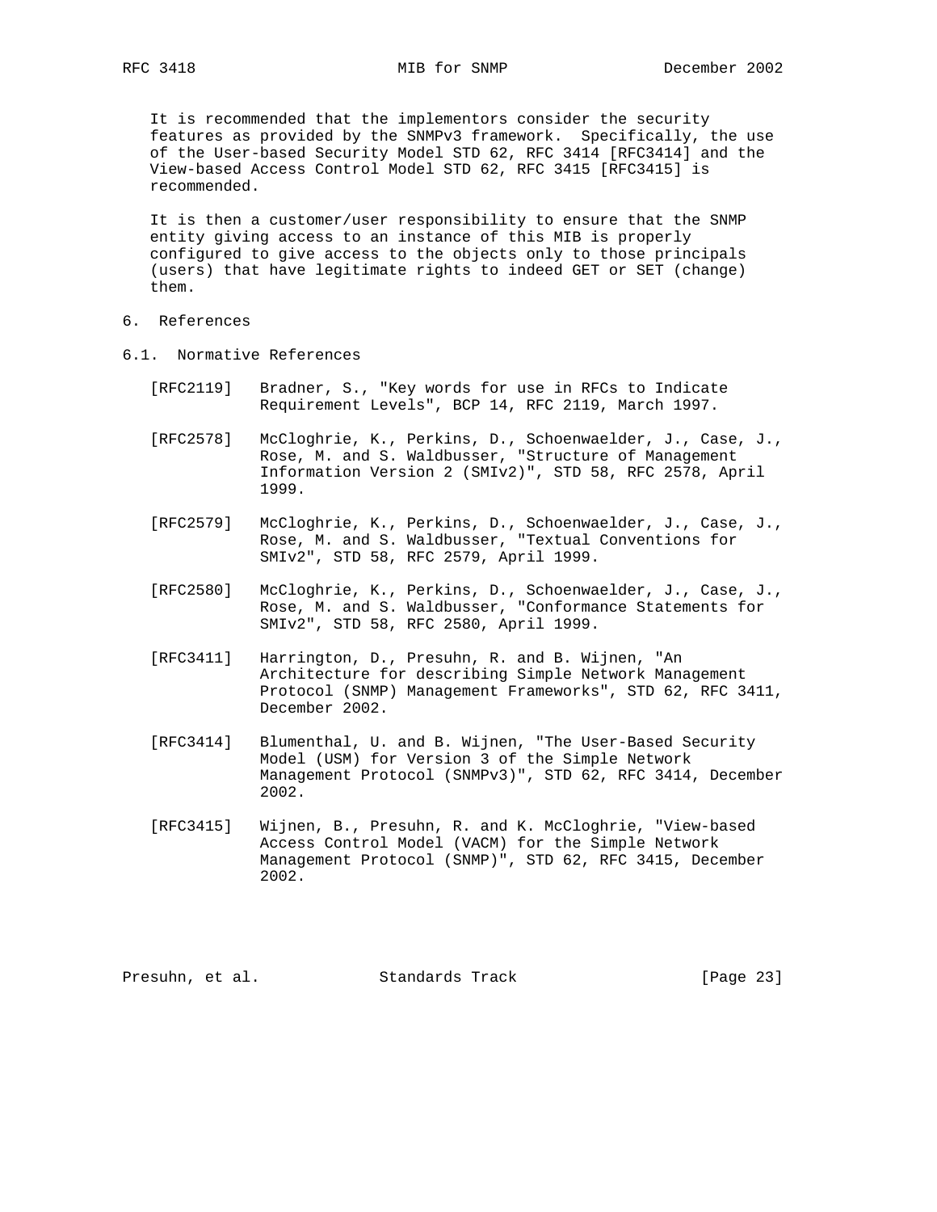It is recommended that the implementors consider the security features as provided by the SNMPv3 framework. Specifically, the use of the User-based Security Model STD 62, RFC 3414 [RFC3414] and the View-based Access Control Model STD 62, RFC 3415 [RFC3415] is recommended.

It is then a customer/user responsibility to ensure that the SNMP entity giving access to an instance of this MIB is properly configured to give access to the objects only to those principals (users) that have legitimate rights to indeed GET or SET (change) them.

# 6. References

## 6.1. Normative References

[RFC2119] Bradner, S., "Key words for use in RFCs to Indicate Requirement Levels", BCP 14, RFC 2119, March 1997.

[RFC2578] McCloghrie, K., Perkins, D., Schoenwaelder, J., Case, J., Rose, M. and S. Waldbusser, "Structure of Management Information Version 2 (SMIv2)", STD 58, RFC 2578, April 1999.

[RFC2579] McCloghrie, K., Perkins, D., Schoenwaelder, J., Case, J., Rose, M. and S. Waldbusser, "Textual Conventions for SMIv2", STD 58, RFC 2579, April 1999.

[RFC2580] McCloghrie, K., Perkins, D., Schoenwaelder, J., Case, J., Rose, M. and S. Waldbusser, "Conformance Statements for SMIv2", STD 58, RFC 2580, April 1999.

[RFC3411] Harrington, D., Presuhn, R. and B. Wijnen, "An Architecture for describing Simple Network Management Protocol (SNMP) Management Frameworks", STD 62, RFC 3411, December 2002.

[RFC3414] Blumenthal, U. and B. Wijnen, "The User-Based Security Model (USM) for Version 3 of the Simple Network Management Protocol (SNMPv3)", STD 62, RFC 3414, December 2002.

[RFC3415] Wijnen, B., Presuhn, R. and K. McCloghrie, "View-based Access Control Model (VACM) for the Simple Network Management Protocol (SNMP)", STD 62, RFC 3415, December 2002.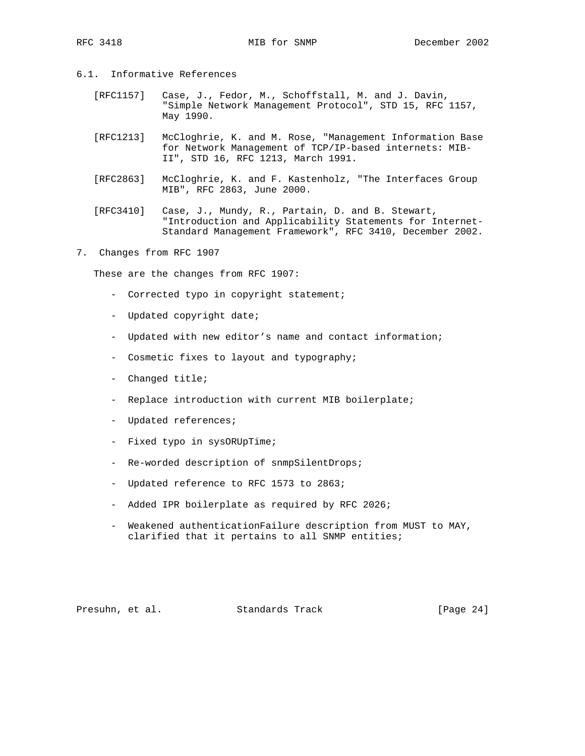### 6.1. Informative References

[RFC1157] Case, J., Fedor, M., Schoffstall, M. and J. Davin, "Simple Network Management Protocol", STD 15, RFC 1157, May 1990.

[RFC1213] McCloghrie, K. and M. Rose, "Management Information Base for Network Management of TCP/IP-based internets: MIB-II", STD 16, RFC 1213, March 1991.

[RFC2863] McCloghrie, K. and F. Kastenholz, "The Interfaces Group MIB", RFC 2863, June 2000.

[RFC3410] Case, J., Mundy, R., Partain, D. and B. Stewart, "Introduction and Applicability Statements for Internet-Standard Management Framework", RFC 3410, December 2002.

## 7. Changes from RFC 1907

These are the changes from RFC 1907:

- Corrected typo in copyright statement;
- Updated copyright date;
- Updated with new editor's name and contact information;
- Cosmetic fixes to layout and typography;
- Changed title;
- Replace introduction with current MIB boilerplate;
- Updated references;
- Fixed typo in sysORUpTime;
- Re-worded description of snmpSilentDrops;
- Updated reference to RFC 1573 to 2863;
- Added IPR boilerplate as required by RFC 2026;
- Weakened authenticationFailure description from MUST to MAY, clarified that it pertains to all SNMP entities;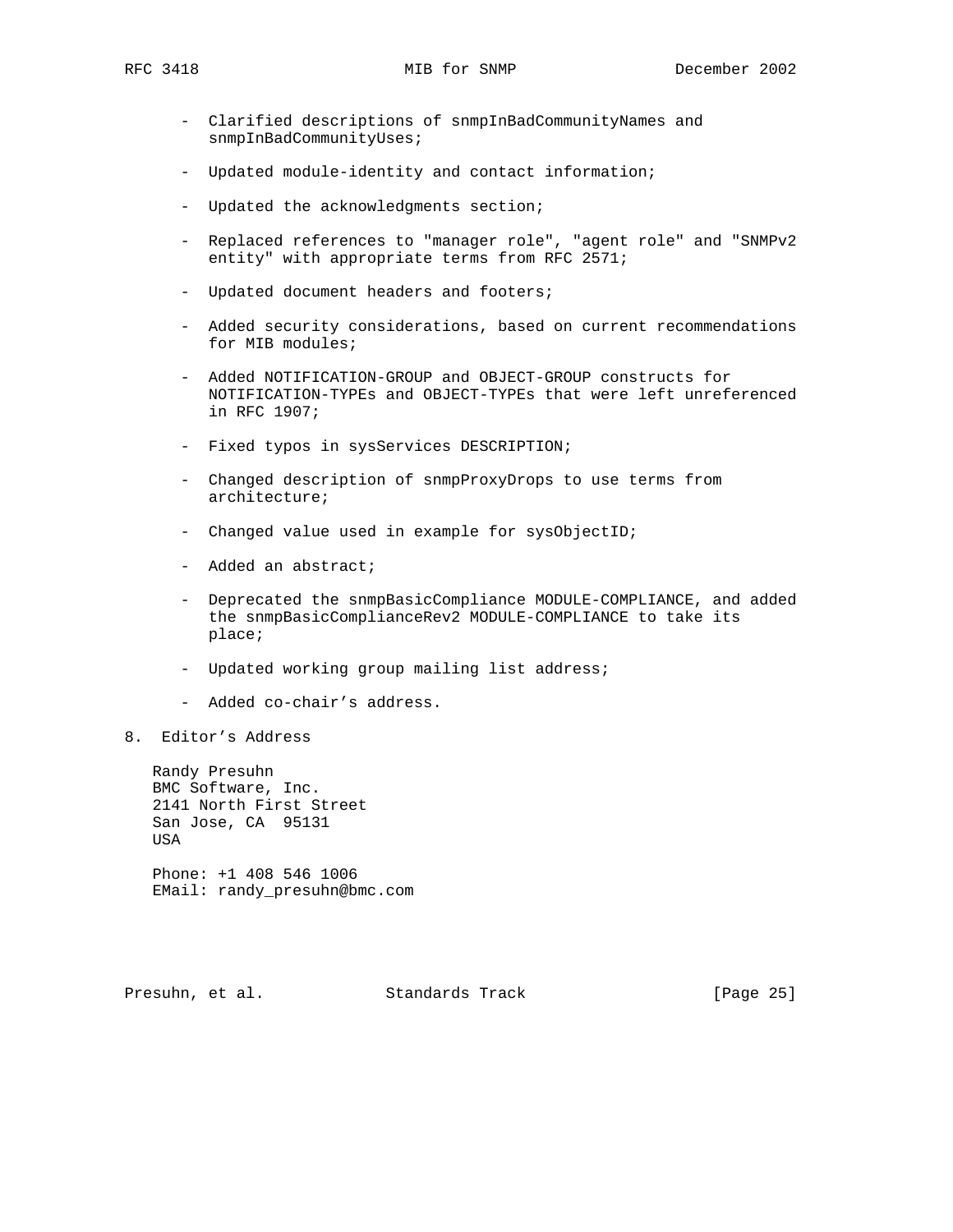- Clarified descriptions of snmpInBadCommunityNames and snmpInBadCommunityUses;
- Updated module-identity and contact information;
- Updated the acknowledgments section;
- Replaced references to "manager role", "agent role" and "SNMPv2 entity" with appropriate terms from RFC 2571;
- Updated document headers and footers;
- Added security considerations, based on current recommendations for MIB modules;
- Added NOTIFICATION-GROUP and OBJECT-GROUP constructs for NOTIFICATION-TYPEs and OBJECT-TYPEs that were left unreferenced in RFC 1907;
- Fixed typos in sysServices DESCRIPTION;
- Changed description of snmpProxyDrops to use terms from architecture;
- Changed value used in example for sysObjectID;
- Added an abstract;
- Deprecated the snmpBasicCompliance MODULE-COMPLIANCE, and added the snmpBasicComplianceRev2 MODULE-COMPLIANCE to take its place;
- Updated working group mailing list address;
- Added co-chair’s address.

## 8. Editor’s Address

Randy Presuhn
BMC Software, Inc.
2141 North First Street
San Jose, CA 95131
USA

Phone: +1 408 546 1006
EMail: randy_presuhn@bmc.com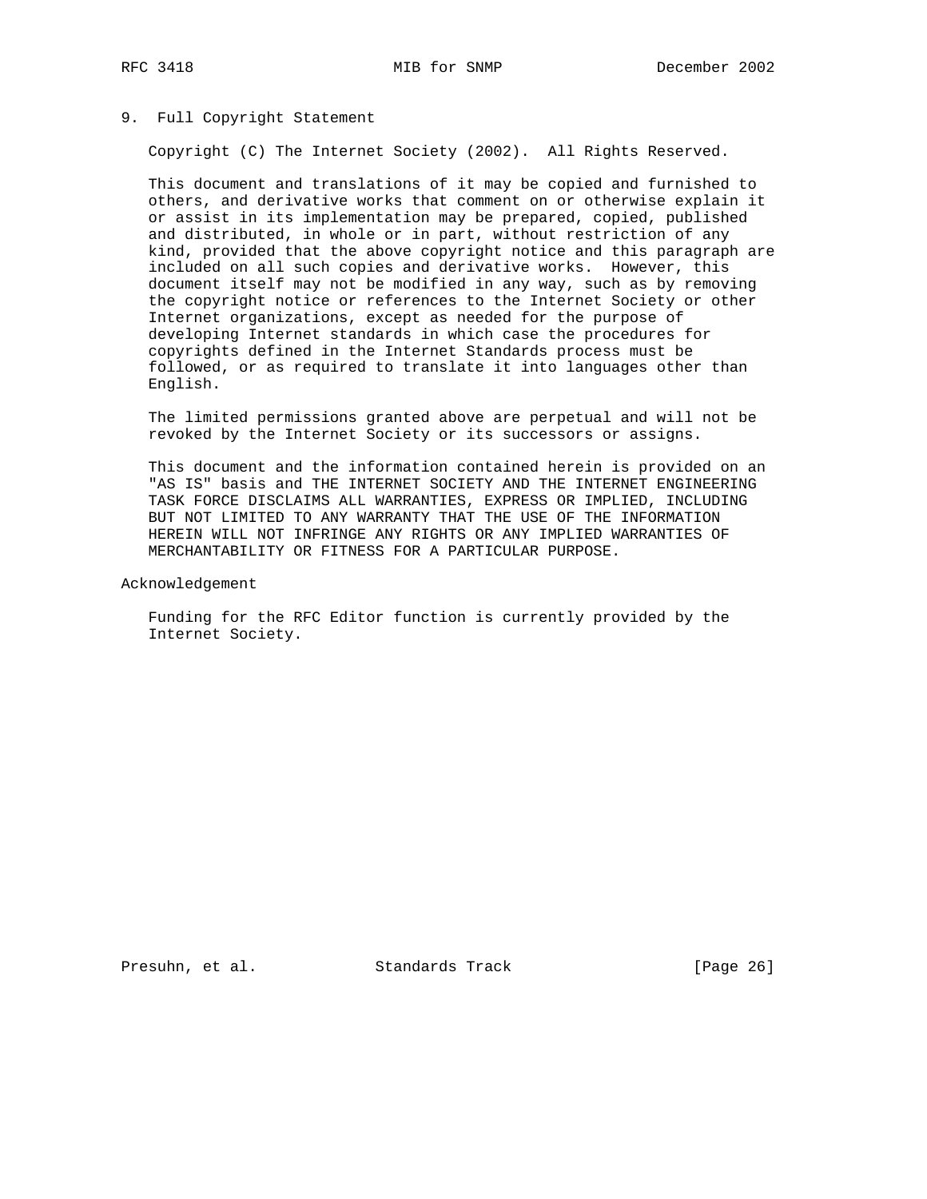## 9. Full Copyright Statement

Copyright (C) The Internet Society (2002). All Rights Reserved.

This document and translations of it may be copied and furnished to others, and derivative works that comment on or otherwise explain it or assist in its implementation may be prepared, copied, published and distributed, in whole or in part, without restriction of any kind, provided that the above copyright notice and this paragraph are included on all such copies and derivative works. However, this document itself may not be modified in any way, such as by removing the copyright notice or references to the Internet Society or other Internet organizations, except as needed for the purpose of developing Internet standards in which case the procedures for copyrights defined in the Internet Standards process must be followed, or as required to translate it into languages other than English.

The limited permissions granted above are perpetual and will not be revoked by the Internet Society or its successors or assigns.

This document and the information contained herein is provided on an "AS IS" basis and THE INTERNET SOCIETY AND THE INTERNET ENGINEERING TASK FORCE DISCLAIMS ALL WARRANTIES, EXPRESS OR IMPLIED, INCLUDING BUT NOT LIMITED TO ANY WARRANTY THAT THE USE OF THE INFORMATION HEREIN WILL NOT INFRINGE ANY RIGHTS OR ANY IMPLIED WARRANTIES OF MERCHANTABILITY OR FITNESS FOR A PARTICULAR PURPOSE.

## Acknowledgement

Funding for the RFC Editor function is currently provided by the Internet Society.